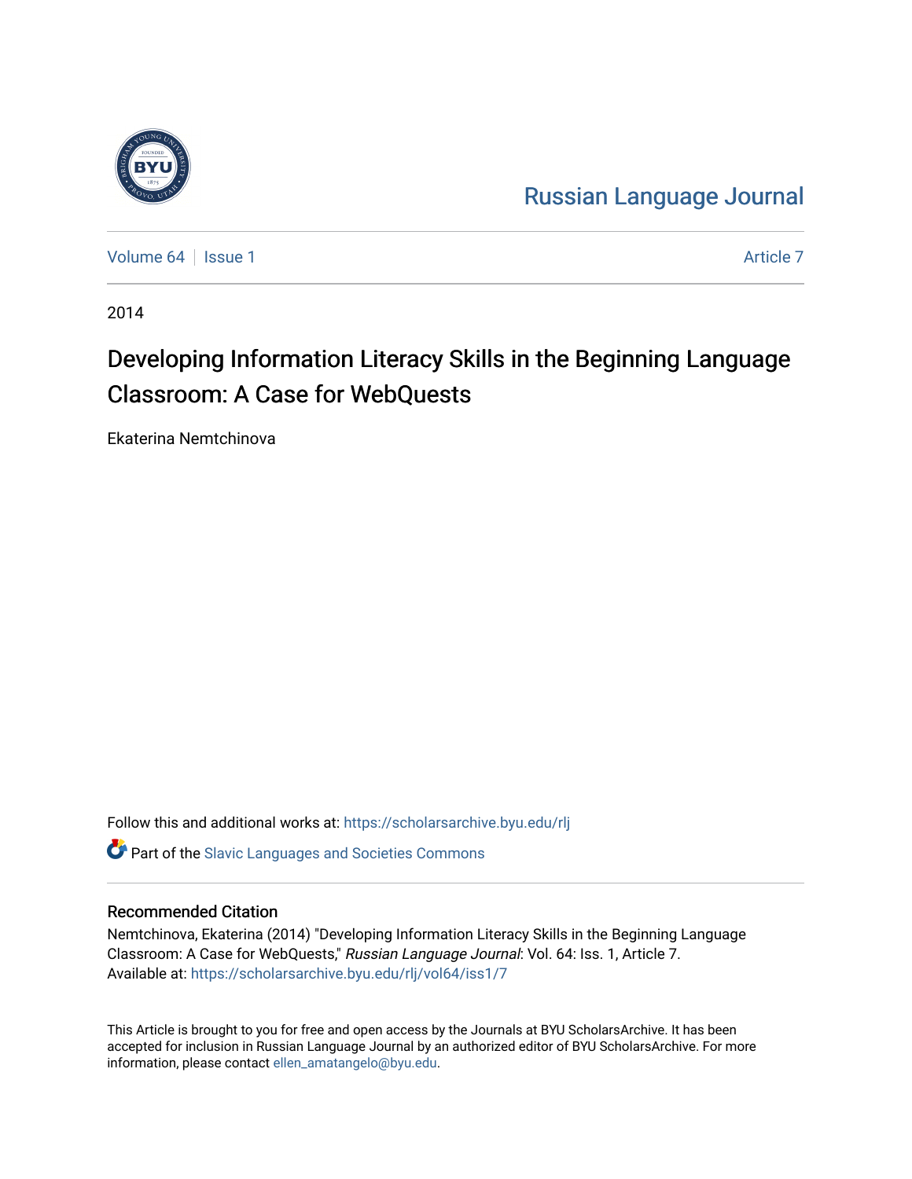Russian Language Journal

Volume 64 | Issue 1 | Article 7

2014

# Developing Information Literacy Skills in the Beginning Language Classroom: A Case for WebQuests

Ekaterina Nemtchinova

Follow this and additional works at: https://scholarsarchive.byu.edu/rlj

Part of the Slavic Languages and Societies Commons

## Recommended Citation

Nemtchinova, Ekaterina (2014) "Developing Information Literacy Skills in the Beginning Language Classroom: A Case for WebQuests," *Russian Language Journal*: Vol. 64: Iss. 1, Article 7.
Available at: https://scholarsarchive.byu.edu/rlj/vol64/iss1/7

This Article is brought to you for free and open access by the Journals at BYU ScholarsArchive. It has been accepted for inclusion in Russian Language Journal by an authorized editor of BYU ScholarsArchive. For more information, please contact ellen_amatangelo@byu.edu.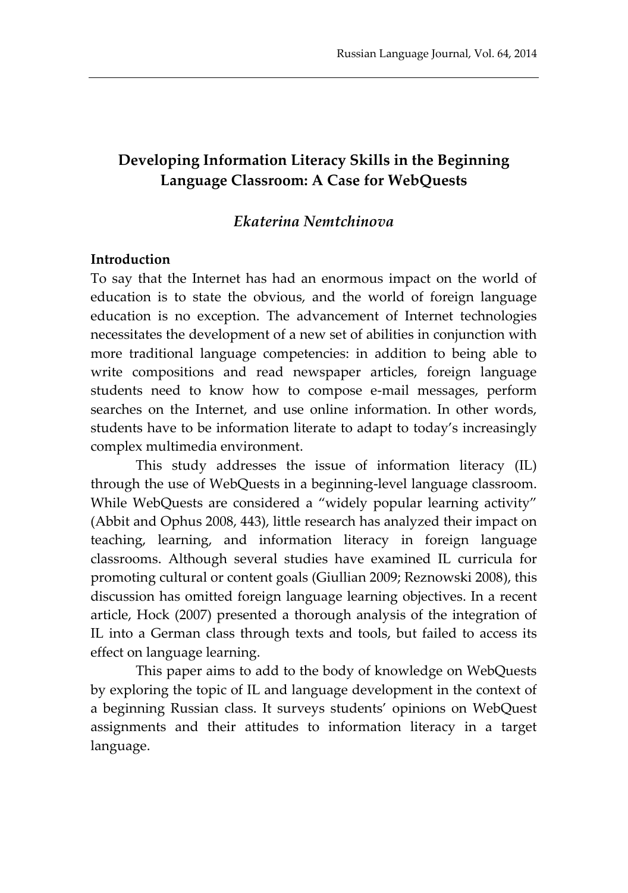# Developing Information Literacy Skills in the Beginning Language Classroom: A Case for WebQuests

### *Ekaterina Nemtchinova*

## Introduction

To say that the Internet has had an enormous impact on the world of education is to state the obvious, and the world of foreign language education is no exception. The advancement of Internet technologies necessitates the development of a new set of abilities in conjunction with more traditional language competencies: in addition to being able to write compositions and read newspaper articles, foreign language students need to know how to compose e-mail messages, perform searches on the Internet, and use online information. In other words, students have to be information literate to adapt to today's increasingly complex multimedia environment.

This study addresses the issue of information literacy (IL) through the use of WebQuests in a beginning-level language classroom. While WebQuests are considered a "widely popular learning activity" (Abbit and Ophus 2008, 443), little research has analyzed their impact on teaching, learning, and information literacy in foreign language classrooms. Although several studies have examined IL curricula for promoting cultural or content goals (Giullian 2009; Reznowski 2008), this discussion has omitted foreign language learning objectives. In a recent article, Hock (2007) presented a thorough analysis of the integration of IL into a German class through texts and tools, but failed to access its effect on language learning.

This paper aims to add to the body of knowledge on WebQuests by exploring the topic of IL and language development in the context of a beginning Russian class. It surveys students' opinions on WebQuest assignments and their attitudes to information literacy in a target language.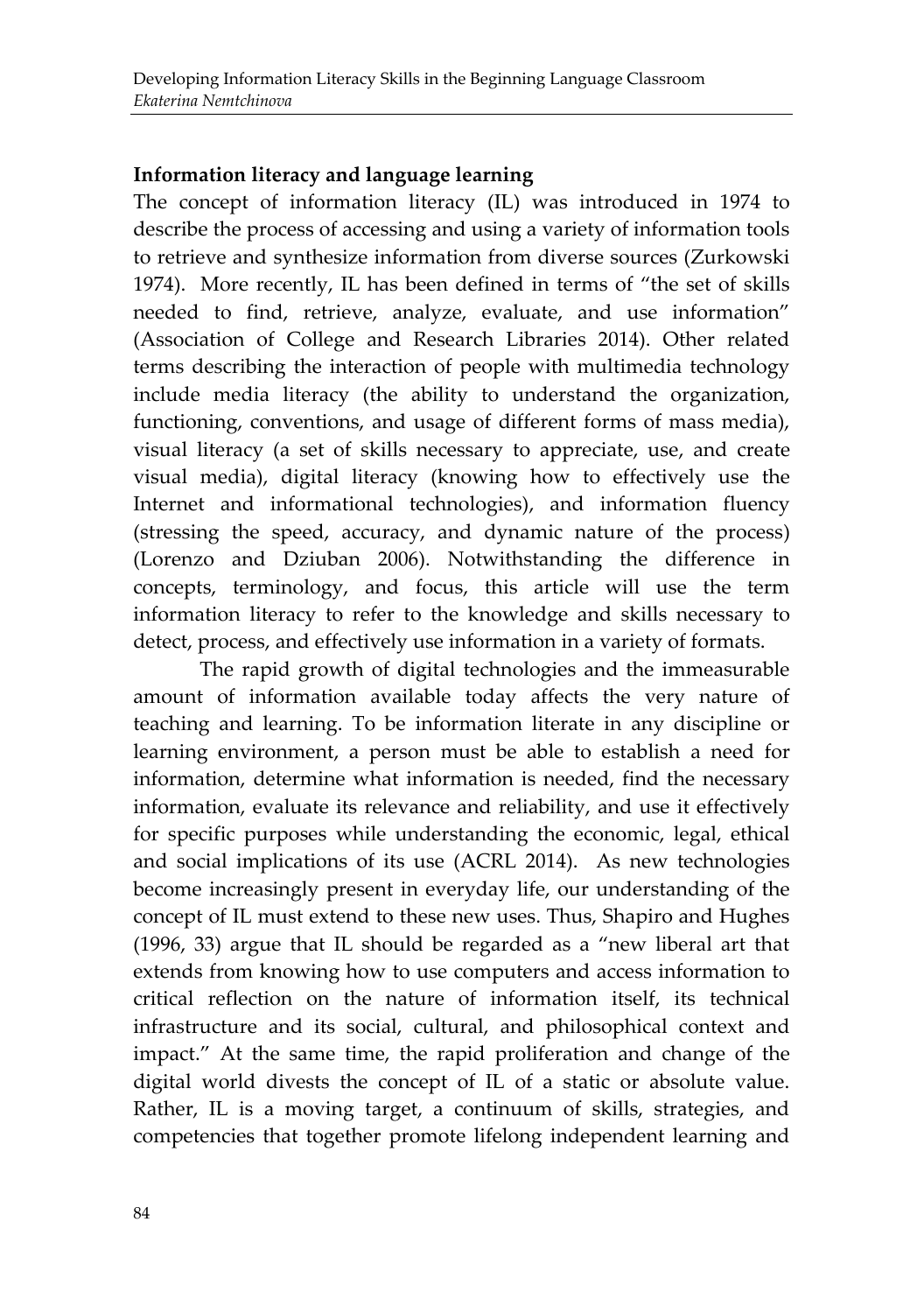## Information literacy and language learning

The concept of information literacy (IL) was introduced in 1974 to describe the process of accessing and using a variety of information tools to retrieve and synthesize information from diverse sources (Zurkowski 1974). More recently, IL has been defined in terms of "the set of skills needed to find, retrieve, analyze, evaluate, and use information" (Association of College and Research Libraries 2014). Other related terms describing the interaction of people with multimedia technology include media literacy (the ability to understand the organization, functioning, conventions, and usage of different forms of mass media), visual literacy (a set of skills necessary to appreciate, use, and create visual media), digital literacy (knowing how to effectively use the Internet and informational technologies), and information fluency (stressing the speed, accuracy, and dynamic nature of the process) (Lorenzo and Dziuban 2006). Notwithstanding the difference in concepts, terminology, and focus, this article will use the term information literacy to refer to the knowledge and skills necessary to detect, process, and effectively use information in a variety of formats.

The rapid growth of digital technologies and the immeasurable amount of information available today affects the very nature of teaching and learning. To be information literate in any discipline or learning environment, a person must be able to establish a need for information, determine what information is needed, find the necessary information, evaluate its relevance and reliability, and use it effectively for specific purposes while understanding the economic, legal, ethical and social implications of its use (ACRL 2014). As new technologies become increasingly present in everyday life, our understanding of the concept of IL must extend to these new uses. Thus, Shapiro and Hughes (1996, 33) argue that IL should be regarded as a "new liberal art that extends from knowing how to use computers and access information to critical reflection on the nature of information itself, its technical infrastructure and its social, cultural, and philosophical context and impact." At the same time, the rapid proliferation and change of the digital world divests the concept of IL of a static or absolute value. Rather, IL is a moving target, a continuum of skills, strategies, and competencies that together promote lifelong independent learning and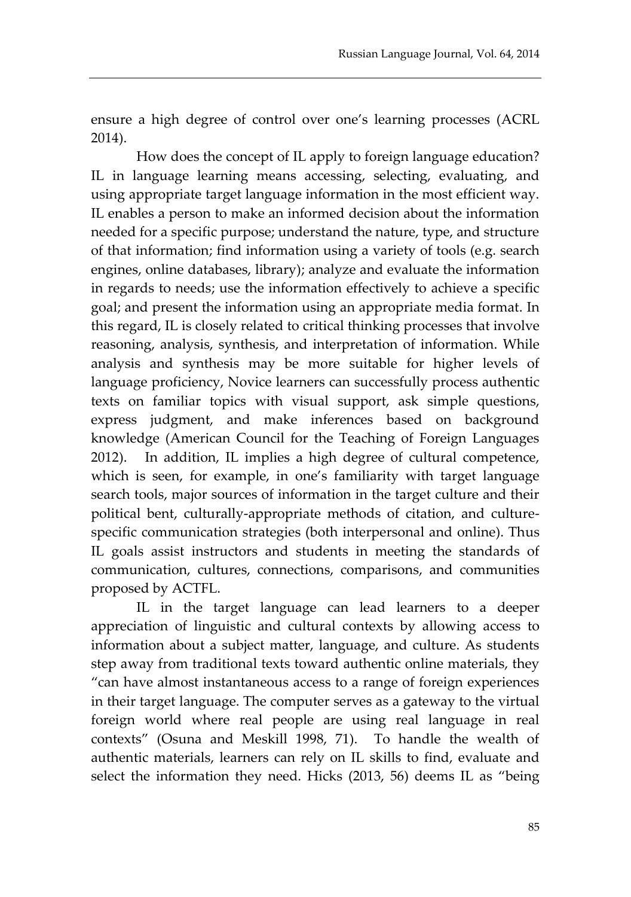ensure a high degree of control over one's learning processes (ACRL 2014).

How does the concept of IL apply to foreign language education? IL in language learning means accessing, selecting, evaluating, and using appropriate target language information in the most efficient way. IL enables a person to make an informed decision about the information needed for a specific purpose; understand the nature, type, and structure of that information; find information using a variety of tools (e.g. search engines, online databases, library); analyze and evaluate the information in regards to needs; use the information effectively to achieve a specific goal; and present the information using an appropriate media format. In this regard, IL is closely related to critical thinking processes that involve reasoning, analysis, synthesis, and interpretation of information. While analysis and synthesis may be more suitable for higher levels of language proficiency, Novice learners can successfully process authentic texts on familiar topics with visual support, ask simple questions, express judgment, and make inferences based on background knowledge (American Council for the Teaching of Foreign Languages 2012). In addition, IL implies a high degree of cultural competence, which is seen, for example, in one's familiarity with target language search tools, major sources of information in the target culture and their political bent, culturally-appropriate methods of citation, and culture-specific communication strategies (both interpersonal and online). Thus IL goals assist instructors and students in meeting the standards of communication, cultures, connections, comparisons, and communities proposed by ACTFL.

IL in the target language can lead learners to a deeper appreciation of linguistic and cultural contexts by allowing access to information about a subject matter, language, and culture. As students step away from traditional texts toward authentic online materials, they "can have almost instantaneous access to a range of foreign experiences in their target language. The computer serves as a gateway to the virtual foreign world where real people are using real language in real contexts" (Osuna and Meskill 1998, 71). To handle the wealth of authentic materials, learners can rely on IL skills to find, evaluate and select the information they need. Hicks (2013, 56) deems IL as "being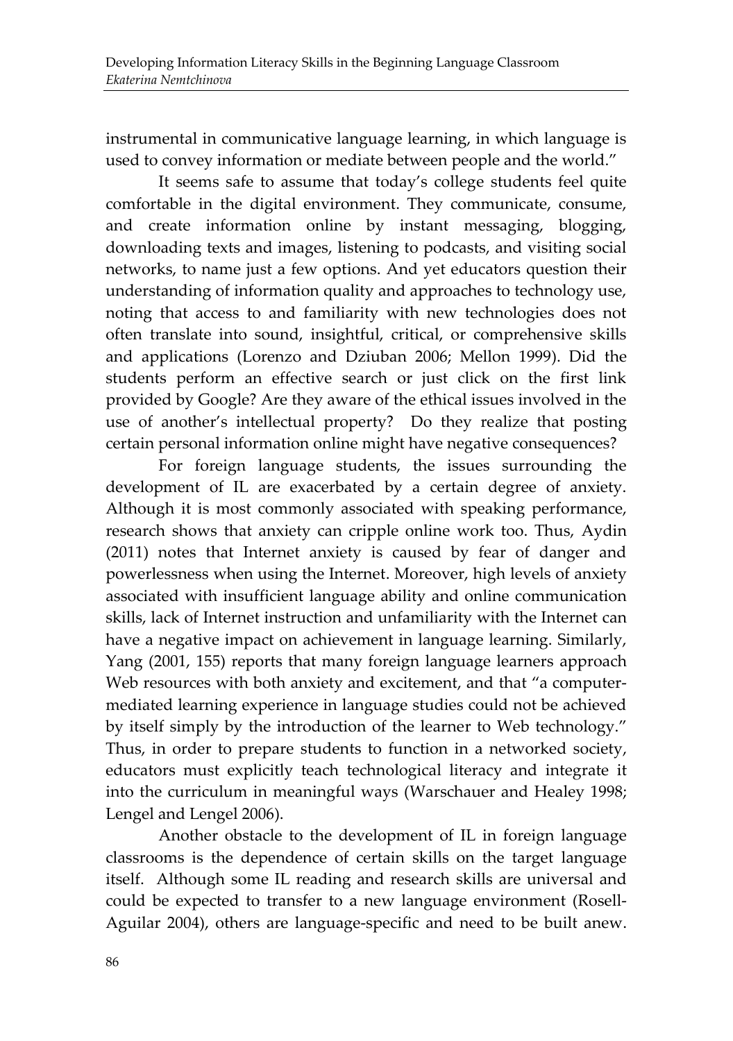instrumental in communicative language learning, in which language is used to convey information or mediate between people and the world."

It seems safe to assume that today's college students feel quite comfortable in the digital environment. They communicate, consume, and create information online by instant messaging, blogging, downloading texts and images, listening to podcasts, and visiting social networks, to name just a few options. And yet educators question their understanding of information quality and approaches to technology use, noting that access to and familiarity with new technologies does not often translate into sound, insightful, critical, or comprehensive skills and applications (Lorenzo and Dziuban 2006; Mellon 1999). Did the students perform an effective search or just click on the first link provided by Google? Are they aware of the ethical issues involved in the use of another's intellectual property? Do they realize that posting certain personal information online might have negative consequences?

For foreign language students, the issues surrounding the development of IL are exacerbated by a certain degree of anxiety. Although it is most commonly associated with speaking performance, research shows that anxiety can cripple online work too. Thus, Aydin (2011) notes that Internet anxiety is caused by fear of danger and powerlessness when using the Internet. Moreover, high levels of anxiety associated with insufficient language ability and online communication skills, lack of Internet instruction and unfamiliarity with the Internet can have a negative impact on achievement in language learning. Similarly, Yang (2001, 155) reports that many foreign language learners approach Web resources with both anxiety and excitement, and that "a computer-mediated learning experience in language studies could not be achieved by itself simply by the introduction of the learner to Web technology." Thus, in order to prepare students to function in a networked society, educators must explicitly teach technological literacy and integrate it into the curriculum in meaningful ways (Warschauer and Healey 1998; Lengel and Lengel 2006).

Another obstacle to the development of IL in foreign language classrooms is the dependence of certain skills on the target language itself. Although some IL reading and research skills are universal and could be expected to transfer to a new language environment (Rosell-Aguilar 2004), others are language-specific and need to be built anew.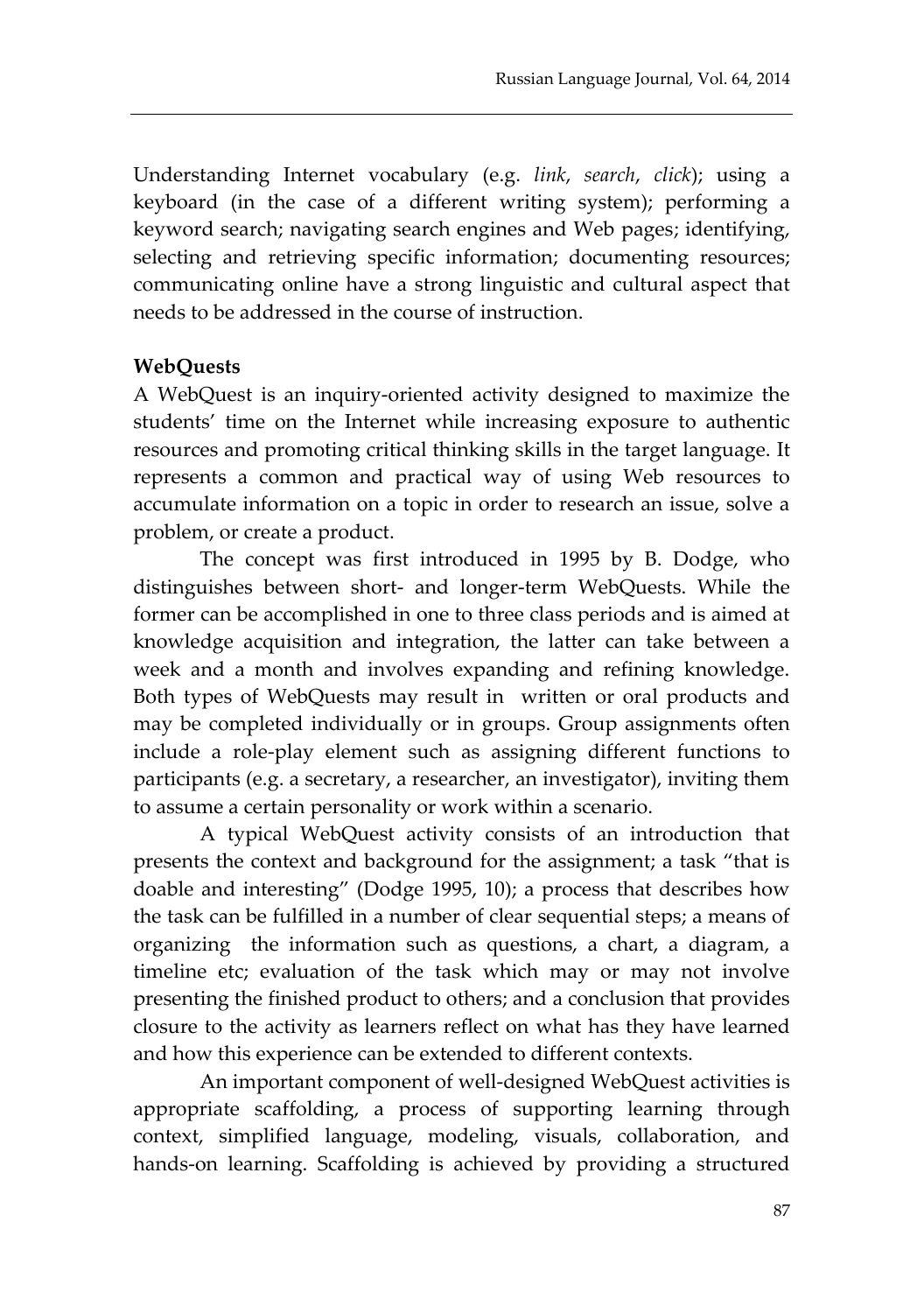Understanding Internet vocabulary (e.g. *link*, *search*, *click*); using a keyboard (in the case of a different writing system); performing a keyword search; navigating search engines and Web pages; identifying, selecting and retrieving specific information; documenting resources; communicating online have a strong linguistic and cultural aspect that needs to be addressed in the course of instruction.

**WebQuests**

A WebQuest is an inquiry-oriented activity designed to maximize the students' time on the Internet while increasing exposure to authentic resources and promoting critical thinking skills in the target language. It represents a common and practical way of using Web resources to accumulate information on a topic in order to research an issue, solve a problem, or create a product.

The concept was first introduced in 1995 by B. Dodge, who distinguishes between short- and longer-term WebQuests. While the former can be accomplished in one to three class periods and is aimed at knowledge acquisition and integration, the latter can take between a week and a month and involves expanding and refining knowledge. Both types of WebQuests may result in written or oral products and may be completed individually or in groups. Group assignments often include a role-play element such as assigning different functions to participants (e.g. a secretary, a researcher, an investigator), inviting them to assume a certain personality or work within a scenario.

A typical WebQuest activity consists of an introduction that presents the context and background for the assignment; a task "that is doable and interesting" (Dodge 1995, 10); a process that describes how the task can be fulfilled in a number of clear sequential steps; a means of organizing the information such as questions, a chart, a diagram, a timeline etc; evaluation of the task which may or may not involve presenting the finished product to others; and a conclusion that provides closure to the activity as learners reflect on what has they have learned and how this experience can be extended to different contexts.

An important component of well-designed WebQuest activities is appropriate scaffolding, a process of supporting learning through context, simplified language, modeling, visuals, collaboration, and hands-on learning. Scaffolding is achieved by providing a structured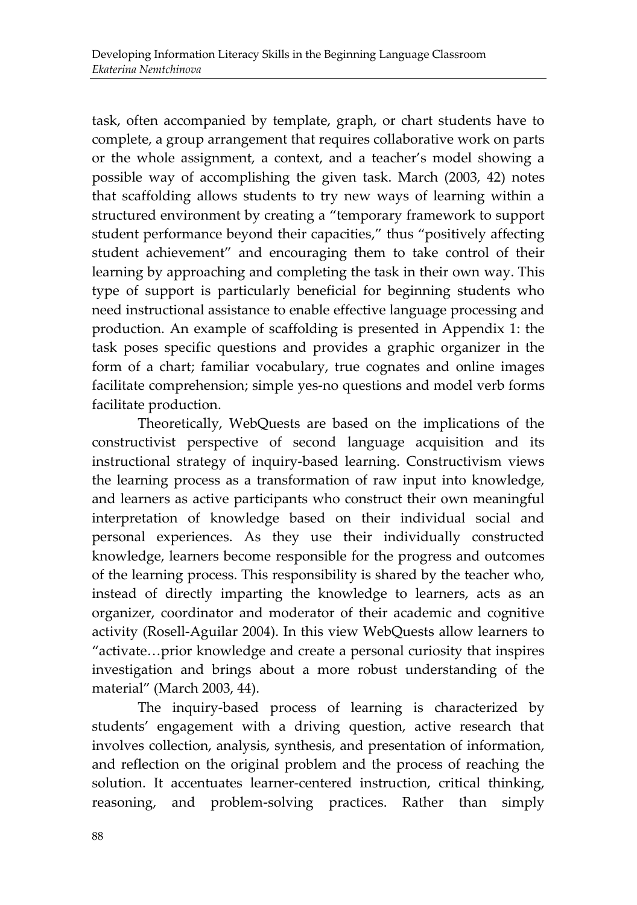task, often accompanied by template, graph, or chart students have to complete, a group arrangement that requires collaborative work on parts or the whole assignment, a context, and a teacher's model showing a possible way of accomplishing the given task. March (2003, 42) notes that scaffolding allows students to try new ways of learning within a structured environment by creating a "temporary framework to support student performance beyond their capacities," thus "positively affecting student achievement" and encouraging them to take control of their learning by approaching and completing the task in their own way. This type of support is particularly beneficial for beginning students who need instructional assistance to enable effective language processing and production. An example of scaffolding is presented in Appendix 1: the task poses specific questions and provides a graphic organizer in the form of a chart; familiar vocabulary, true cognates and online images facilitate comprehension; simple yes-no questions and model verb forms facilitate production.

Theoretically, WebQuests are based on the implications of the constructivist perspective of second language acquisition and its instructional strategy of inquiry-based learning. Constructivism views the learning process as a transformation of raw input into knowledge, and learners as active participants who construct their own meaningful interpretation of knowledge based on their individual social and personal experiences. As they use their individually constructed knowledge, learners become responsible for the progress and outcomes of the learning process. This responsibility is shared by the teacher who, instead of directly imparting the knowledge to learners, acts as an organizer, coordinator and moderator of their academic and cognitive activity (Rosell-Aguilar 2004). In this view WebQuests allow learners to "activate…prior knowledge and create a personal curiosity that inspires investigation and brings about a more robust understanding of the material" (March 2003, 44).

The inquiry-based process of learning is characterized by students' engagement with a driving question, active research that involves collection, analysis, synthesis, and presentation of information, and reflection on the original problem and the process of reaching the solution. It accentuates learner-centered instruction, critical thinking, reasoning, and problem-solving practices. Rather than simply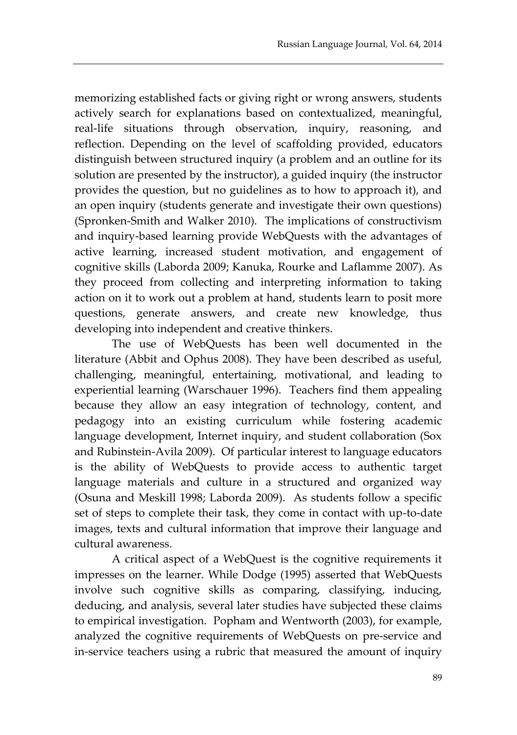memorizing established facts or giving right or wrong answers, students actively search for explanations based on contextualized, meaningful, real-life situations through observation, inquiry, reasoning, and reflection. Depending on the level of scaffolding provided, educators distinguish between structured inquiry (a problem and an outline for its solution are presented by the instructor), a guided inquiry (the instructor provides the question, but no guidelines as to how to approach it), and an open inquiry (students generate and investigate their own questions) (Spronken-Smith and Walker 2010). The implications of constructivism and inquiry-based learning provide WebQuests with the advantages of active learning, increased student motivation, and engagement of cognitive skills (Laborda 2009; Kanuka, Rourke and Laflamme 2007). As they proceed from collecting and interpreting information to taking action on it to work out a problem at hand, students learn to posit more questions, generate answers, and create new knowledge, thus developing into independent and creative thinkers.

The use of WebQuests has been well documented in the literature (Abbit and Ophus 2008). They have been described as useful, challenging, meaningful, entertaining, motivational, and leading to experiential learning (Warschauer 1996). Teachers find them appealing because they allow an easy integration of technology, content, and pedagogy into an existing curriculum while fostering academic language development, Internet inquiry, and student collaboration (Sox and Rubinstein-Avila 2009). Of particular interest to language educators is the ability of WebQuests to provide access to authentic target language materials and culture in a structured and organized way (Osuna and Meskill 1998; Laborda 2009). As students follow a specific set of steps to complete their task, they come in contact with up-to-date images, texts and cultural information that improve their language and cultural awareness.

A critical aspect of a WebQuest is the cognitive requirements it impresses on the learner. While Dodge (1995) asserted that WebQuests involve such cognitive skills as comparing, classifying, inducing, deducing, and analysis, several later studies have subjected these claims to empirical investigation. Popham and Wentworth (2003), for example, analyzed the cognitive requirements of WebQuests on pre-service and in-service teachers using a rubric that measured the amount of inquiry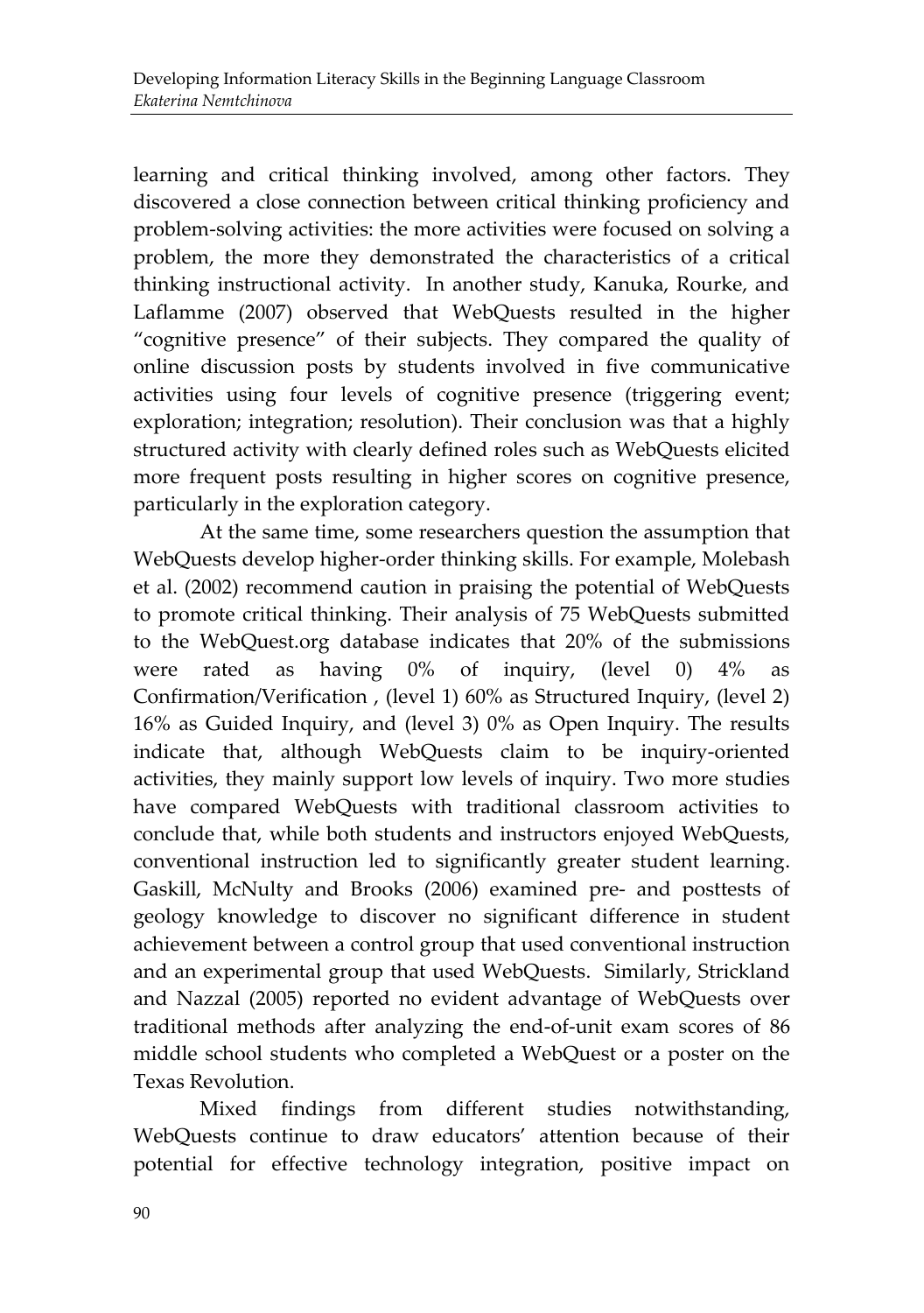learning and critical thinking involved, among other factors. They discovered a close connection between critical thinking proficiency and problem-solving activities: the more activities were focused on solving a problem, the more they demonstrated the characteristics of a critical thinking instructional activity. In another study, Kanuka, Rourke, and Laflamme (2007) observed that WebQuests resulted in the higher "cognitive presence" of their subjects. They compared the quality of online discussion posts by students involved in five communicative activities using four levels of cognitive presence (triggering event; exploration; integration; resolution). Their conclusion was that a highly structured activity with clearly defined roles such as WebQuests elicited more frequent posts resulting in higher scores on cognitive presence, particularly in the exploration category.

At the same time, some researchers question the assumption that WebQuests develop higher-order thinking skills. For example, Molebash et al. (2002) recommend caution in praising the potential of WebQuests to promote critical thinking. Their analysis of 75 WebQuests submitted to the WebQuest.org database indicates that 20% of the submissions were rated as having 0% of inquiry, (level 0) 4% as Confirmation/Verification , (level 1) 60% as Structured Inquiry, (level 2) 16% as Guided Inquiry, and (level 3) 0% as Open Inquiry. The results indicate that, although WebQuests claim to be inquiry-oriented activities, they mainly support low levels of inquiry. Two more studies have compared WebQuests with traditional classroom activities to conclude that, while both students and instructors enjoyed WebQuests, conventional instruction led to significantly greater student learning. Gaskill, McNulty and Brooks (2006) examined pre- and posttests of geology knowledge to discover no significant difference in student achievement between a control group that used conventional instruction and an experimental group that used WebQuests. Similarly, Strickland and Nazzal (2005) reported no evident advantage of WebQuests over traditional methods after analyzing the end-of-unit exam scores of 86 middle school students who completed a WebQuest or a poster on the Texas Revolution.

Mixed findings from different studies notwithstanding, WebQuests continue to draw educators' attention because of their potential for effective technology integration, positive impact on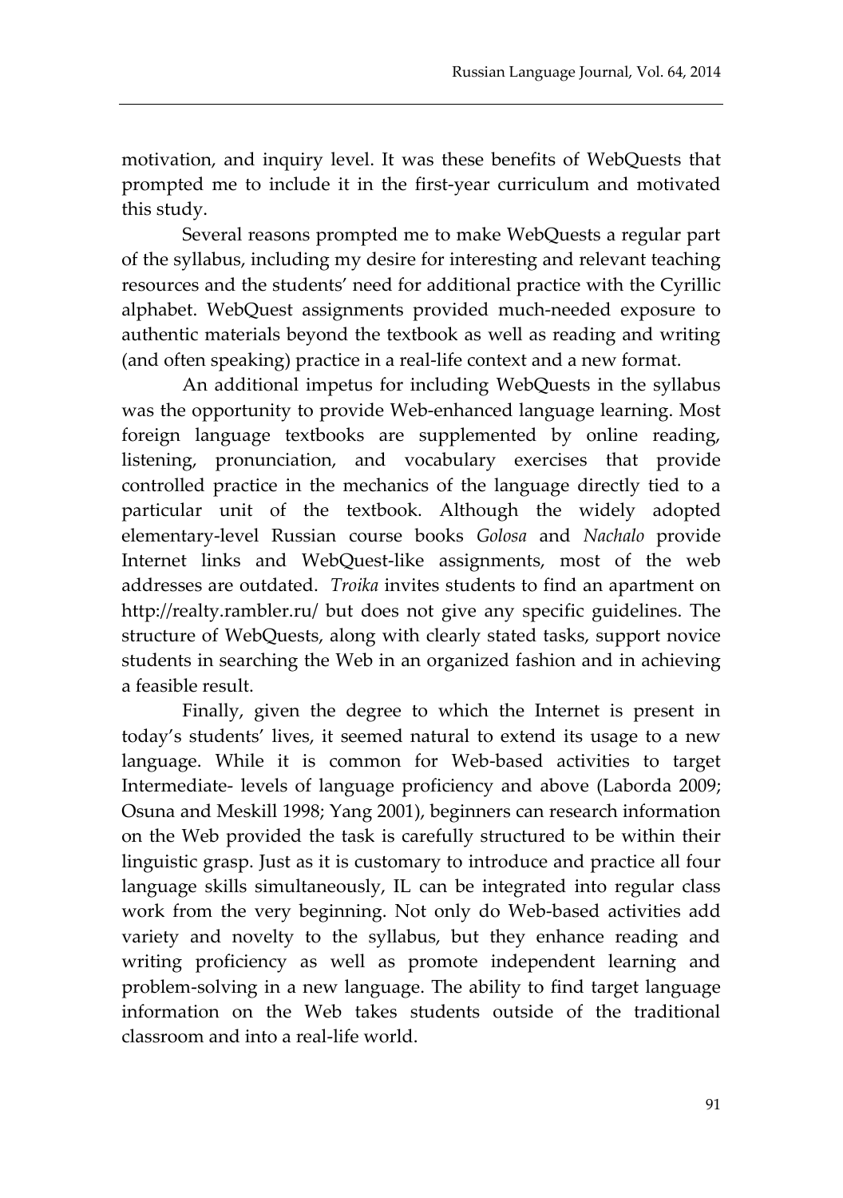motivation, and inquiry level. It was these benefits of WebQuests that prompted me to include it in the first-year curriculum and motivated this study.

Several reasons prompted me to make WebQuests a regular part of the syllabus, including my desire for interesting and relevant teaching resources and the students' need for additional practice with the Cyrillic alphabet. WebQuest assignments provided much-needed exposure to authentic materials beyond the textbook as well as reading and writing (and often speaking) practice in a real-life context and a new format.

An additional impetus for including WebQuests in the syllabus was the opportunity to provide Web-enhanced language learning. Most foreign language textbooks are supplemented by online reading, listening, pronunciation, and vocabulary exercises that provide controlled practice in the mechanics of the language directly tied to a particular unit of the textbook. Although the widely adopted elementary-level Russian course books *Golosa* and *Nachalo* provide Internet links and WebQuest-like assignments, most of the web addresses are outdated. *Troika* invites students to find an apartment on http://realty.rambler.ru/ but does not give any specific guidelines. The structure of WebQuests, along with clearly stated tasks, support novice students in searching the Web in an organized fashion and in achieving a feasible result.

Finally, given the degree to which the Internet is present in today's students' lives, it seemed natural to extend its usage to a new language. While it is common for Web-based activities to target Intermediate- levels of language proficiency and above (Laborda 2009; Osuna and Meskill 1998; Yang 2001), beginners can research information on the Web provided the task is carefully structured to be within their linguistic grasp. Just as it is customary to introduce and practice all four language skills simultaneously, IL can be integrated into regular class work from the very beginning. Not only do Web-based activities add variety and novelty to the syllabus, but they enhance reading and writing proficiency as well as promote independent learning and problem-solving in a new language. The ability to find target language information on the Web takes students outside of the traditional classroom and into a real-life world.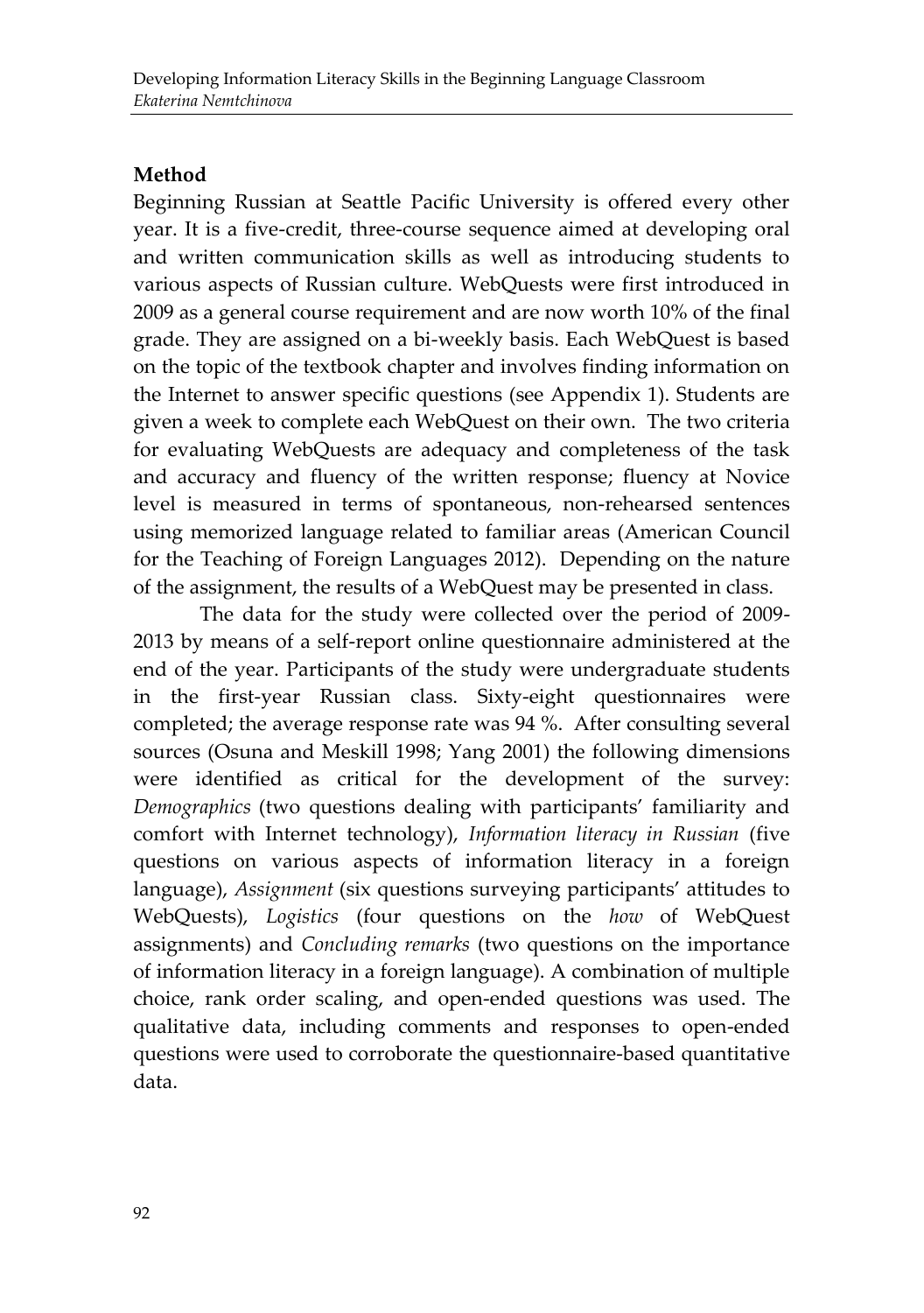## Method

Beginning Russian at Seattle Pacific University is offered every other year. It is a five-credit, three-course sequence aimed at developing oral and written communication skills as well as introducing students to various aspects of Russian culture. WebQuests were first introduced in 2009 as a general course requirement and are now worth 10% of the final grade. They are assigned on a bi-weekly basis. Each WebQuest is based on the topic of the textbook chapter and involves finding information on the Internet to answer specific questions (see Appendix 1). Students are given a week to complete each WebQuest on their own. The two criteria for evaluating WebQuests are adequacy and completeness of the task and accuracy and fluency of the written response; fluency at Novice level is measured in terms of spontaneous, non-rehearsed sentences using memorized language related to familiar areas (American Council for the Teaching of Foreign Languages 2012). Depending on the nature of the assignment, the results of a WebQuest may be presented in class.

The data for the study were collected over the period of 2009-2013 by means of a self-report online questionnaire administered at the end of the year. Participants of the study were undergraduate students in the first-year Russian class. Sixty-eight questionnaires were completed; the average response rate was 94 %. After consulting several sources (Osuna and Meskill 1998; Yang 2001) the following dimensions were identified as critical for the development of the survey: *Demographics* (two questions dealing with participants' familiarity and comfort with Internet technology), *Information literacy in Russian* (five questions on various aspects of information literacy in a foreign language), *Assignment* (six questions surveying participants' attitudes to WebQuests), *Logistics* (four questions on the *how* of WebQuest assignments) and *Concluding remarks* (two questions on the importance of information literacy in a foreign language). A combination of multiple choice, rank order scaling, and open-ended questions was used. The qualitative data, including comments and responses to open-ended questions were used to corroborate the questionnaire-based quantitative data.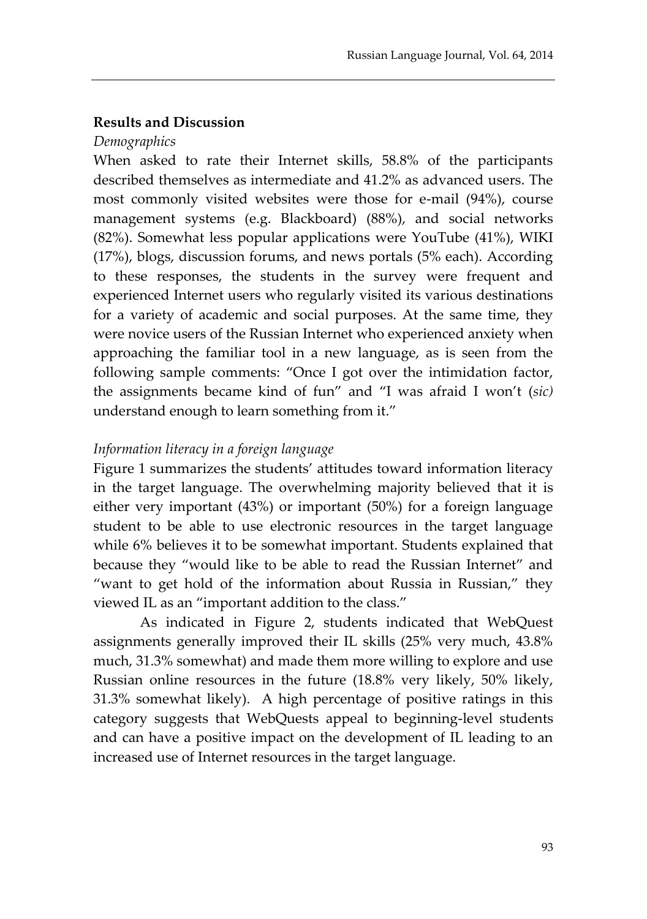## Results and Discussion

*Demographics*

When asked to rate their Internet skills, 58.8% of the participants described themselves as intermediate and 41.2% as advanced users. The most commonly visited websites were those for e-mail (94%), course management systems (e.g. Blackboard) (88%), and social networks (82%). Somewhat less popular applications were YouTube (41%), WIKI (17%), blogs, discussion forums, and news portals (5% each). According to these responses, the students in the survey were frequent and experienced Internet users who regularly visited its various destinations for a variety of academic and social purposes. At the same time, they were novice users of the Russian Internet who experienced anxiety when approaching the familiar tool in a new language, as is seen from the following sample comments: "Once I got over the intimidation factor, the assignments became kind of fun" and "I was afraid I won't (*sic)* understand enough to learn something from it."

*Information literacy in a foreign language*

Figure 1 summarizes the students' attitudes toward information literacy in the target language. The overwhelming majority believed that it is either very important (43%) or important (50%) for a foreign language student to be able to use electronic resources in the target language while 6% believes it to be somewhat important. Students explained that because they "would like to be able to read the Russian Internet" and "want to get hold of the information about Russia in Russian," they viewed IL as an "important addition to the class."

As indicated in Figure 2, students indicated that WebQuest assignments generally improved their IL skills (25% very much, 43.8% much, 31.3% somewhat) and made them more willing to explore and use Russian online resources in the future (18.8% very likely, 50% likely, 31.3% somewhat likely). A high percentage of positive ratings in this category suggests that WebQuests appeal to beginning-level students and can have a positive impact on the development of IL leading to an increased use of Internet resources in the target language.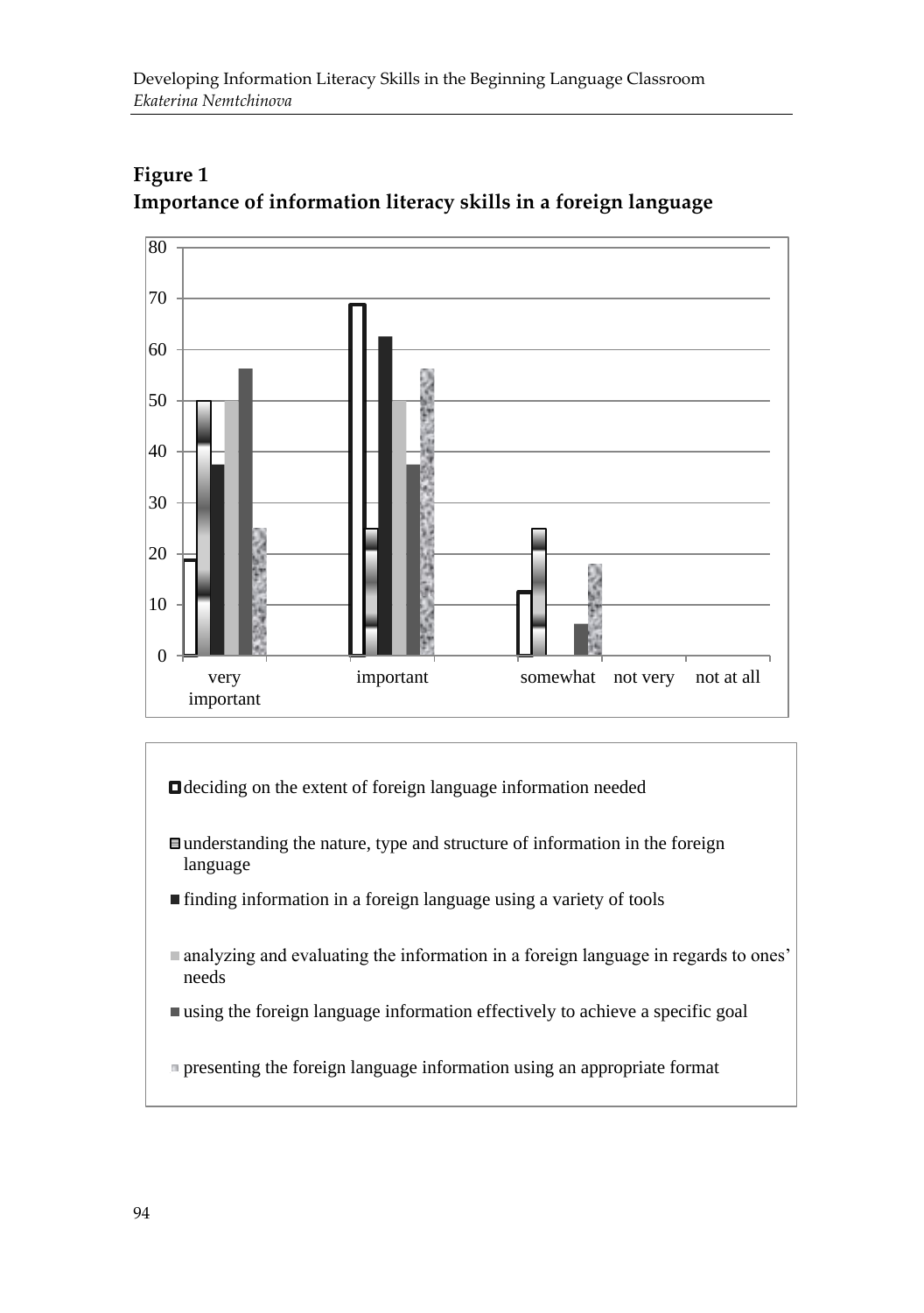**Figure 1**
**Importance of information literacy skills in a foreign language**

80
70
60
50
40
30
20
10
0

very important | important | somewhat | not very | not at all

- deciding on the extent of foreign language information needed
- understanding the nature, type and structure of information in the foreign language
- finding information in a foreign language using a variety of tools
- analyzing and evaluating the information in a foreign language in regards to ones' needs
- using the foreign language information effectively to achieve a specific goal
- presenting the foreign language information using an appropriate format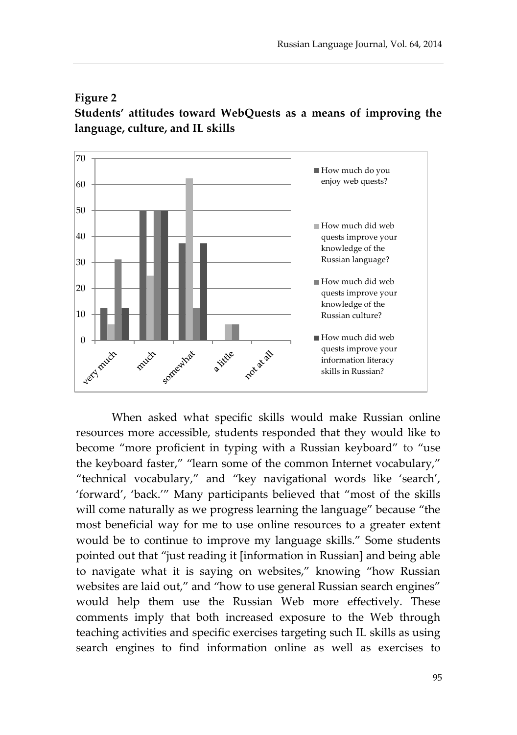**Figure 2**
**Students' attitudes toward WebQuests as a means of improving the language, culture, and IL skills**

When asked what specific skills would make Russian online resources more accessible, students responded that they would like to become "more proficient in typing with a Russian keyboard" to "use the keyboard faster," "learn some of the common Internet vocabulary," "technical vocabulary," and "key navigational words like 'search', 'forward', 'back.'" Many participants believed that "most of the skills will come naturally as we progress learning the language" because "the most beneficial way for me to use online resources to a greater extent would be to continue to improve my language skills." Some students pointed out that "just reading it [information in Russian] and being able to navigate what it is saying on websites," knowing "how Russian websites are laid out," and "how to use general Russian search engines" would help them use the Russian Web more effectively. These comments imply that both increased exposure to the Web through teaching activities and specific exercises targeting such IL skills as using search engines to find information online as well as exercises to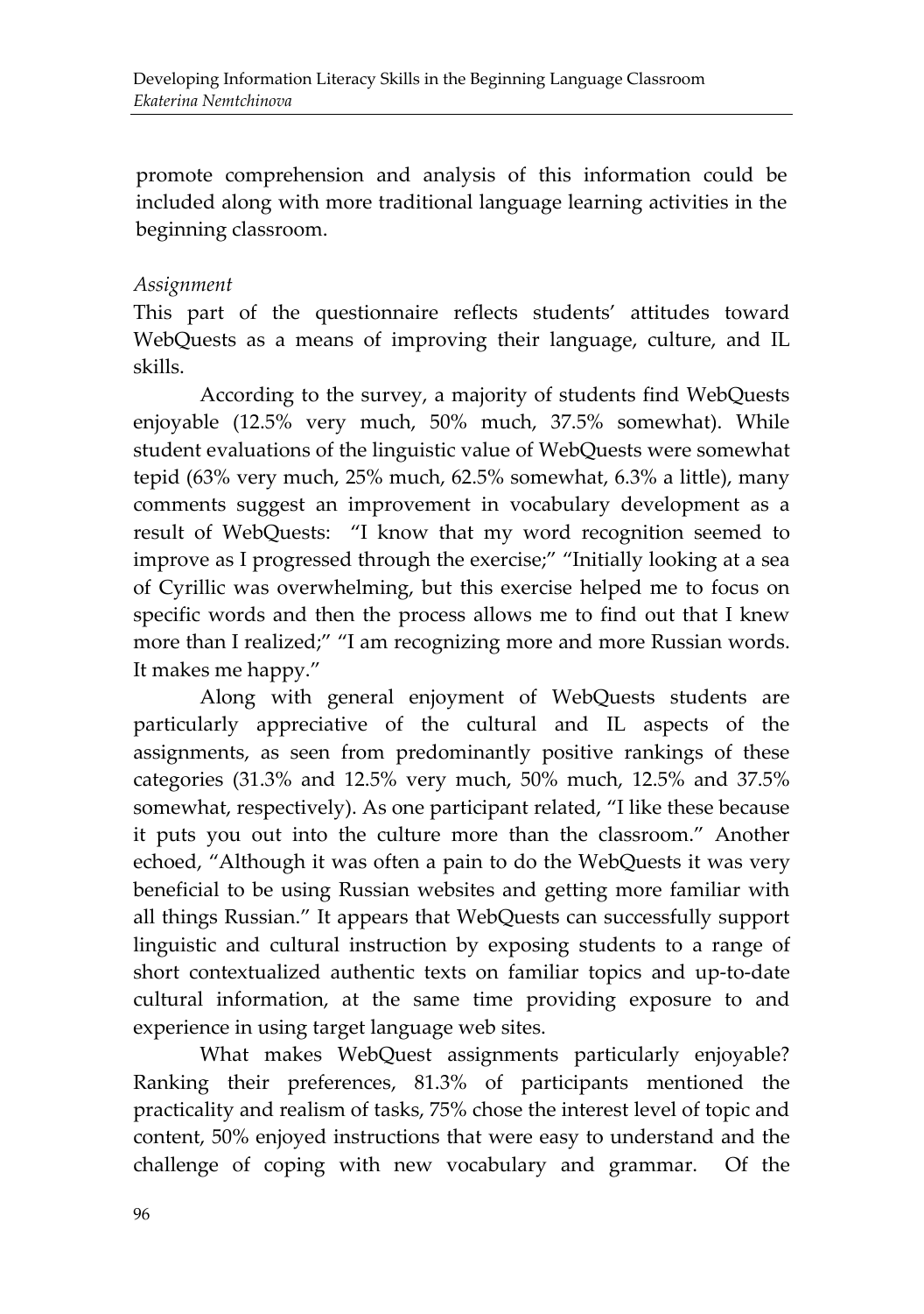promote comprehension and analysis of this information could be included along with more traditional language learning activities in the beginning classroom.

*Assignment*

This part of the questionnaire reflects students' attitudes toward WebQuests as a means of improving their language, culture, and IL skills.

According to the survey, a majority of students find WebQuests enjoyable (12.5% very much, 50% much, 37.5% somewhat). While student evaluations of the linguistic value of WebQuests were somewhat tepid (63% very much, 25% much, 62.5% somewhat, 6.3% a little), many comments suggest an improvement in vocabulary development as a result of WebQuests: "I know that my word recognition seemed to improve as I progressed through the exercise;" "Initially looking at a sea of Cyrillic was overwhelming, but this exercise helped me to focus on specific words and then the process allows me to find out that I knew more than I realized;" "I am recognizing more and more Russian words. It makes me happy."

Along with general enjoyment of WebQuests students are particularly appreciative of the cultural and IL aspects of the assignments, as seen from predominantly positive rankings of these categories (31.3% and 12.5% very much, 50% much, 12.5% and 37.5% somewhat, respectively). As one participant related, "I like these because it puts you out into the culture more than the classroom." Another echoed, "Although it was often a pain to do the WebQuests it was very beneficial to be using Russian websites and getting more familiar with all things Russian." It appears that WebQuests can successfully support linguistic and cultural instruction by exposing students to a range of short contextualized authentic texts on familiar topics and up-to-date cultural information, at the same time providing exposure to and experience in using target language web sites.

What makes WebQuest assignments particularly enjoyable? Ranking their preferences, 81.3% of participants mentioned the practicality and realism of tasks, 75% chose the interest level of topic and content, 50% enjoyed instructions that were easy to understand and the challenge of coping with new vocabulary and grammar. Of the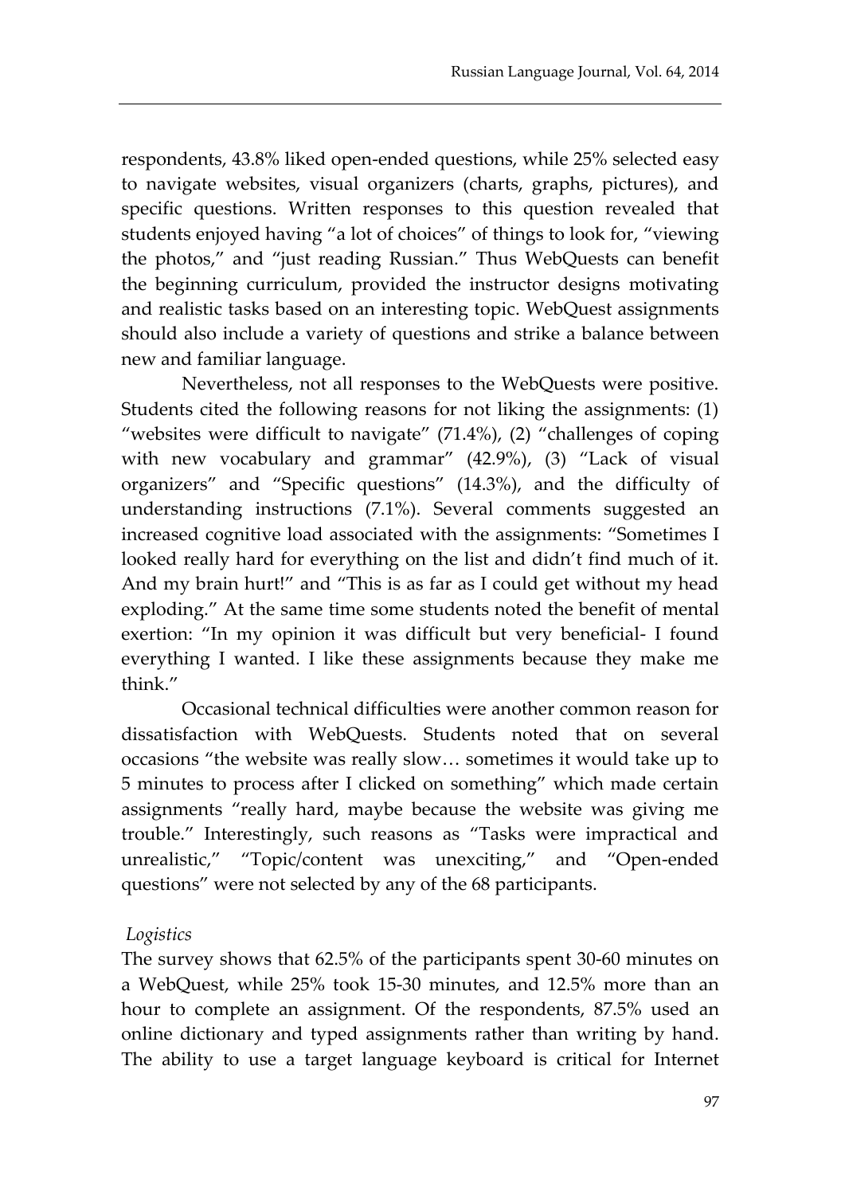respondents, 43.8% liked open-ended questions, while 25% selected easy to navigate websites, visual organizers (charts, graphs, pictures), and specific questions. Written responses to this question revealed that students enjoyed having "a lot of choices" of things to look for, "viewing the photos," and "just reading Russian." Thus WebQuests can benefit the beginning curriculum, provided the instructor designs motivating and realistic tasks based on an interesting topic. WebQuest assignments should also include a variety of questions and strike a balance between new and familiar language.

Nevertheless, not all responses to the WebQuests were positive. Students cited the following reasons for not liking the assignments: (1) "websites were difficult to navigate" (71.4%), (2) "challenges of coping with new vocabulary and grammar" (42.9%), (3) "Lack of visual organizers" and "Specific questions" (14.3%), and the difficulty of understanding instructions (7.1%). Several comments suggested an increased cognitive load associated with the assignments: "Sometimes I looked really hard for everything on the list and didn't find much of it. And my brain hurt!" and "This is as far as I could get without my head exploding." At the same time some students noted the benefit of mental exertion: "In my opinion it was difficult but very beneficial- I found everything I wanted. I like these assignments because they make me think."

Occasional technical difficulties were another common reason for dissatisfaction with WebQuests. Students noted that on several occasions "the website was really slow… sometimes it would take up to 5 minutes to process after I clicked on something" which made certain assignments "really hard, maybe because the website was giving me trouble." Interestingly, such reasons as "Tasks were impractical and unrealistic," "Topic/content was unexciting," and "Open-ended questions" were not selected by any of the 68 participants.

*Logistics*

The survey shows that 62.5% of the participants spent 30-60 minutes on a WebQuest, while 25% took 15-30 minutes, and 12.5% more than an hour to complete an assignment. Of the respondents, 87.5% used an online dictionary and typed assignments rather than writing by hand. The ability to use a target language keyboard is critical for Internet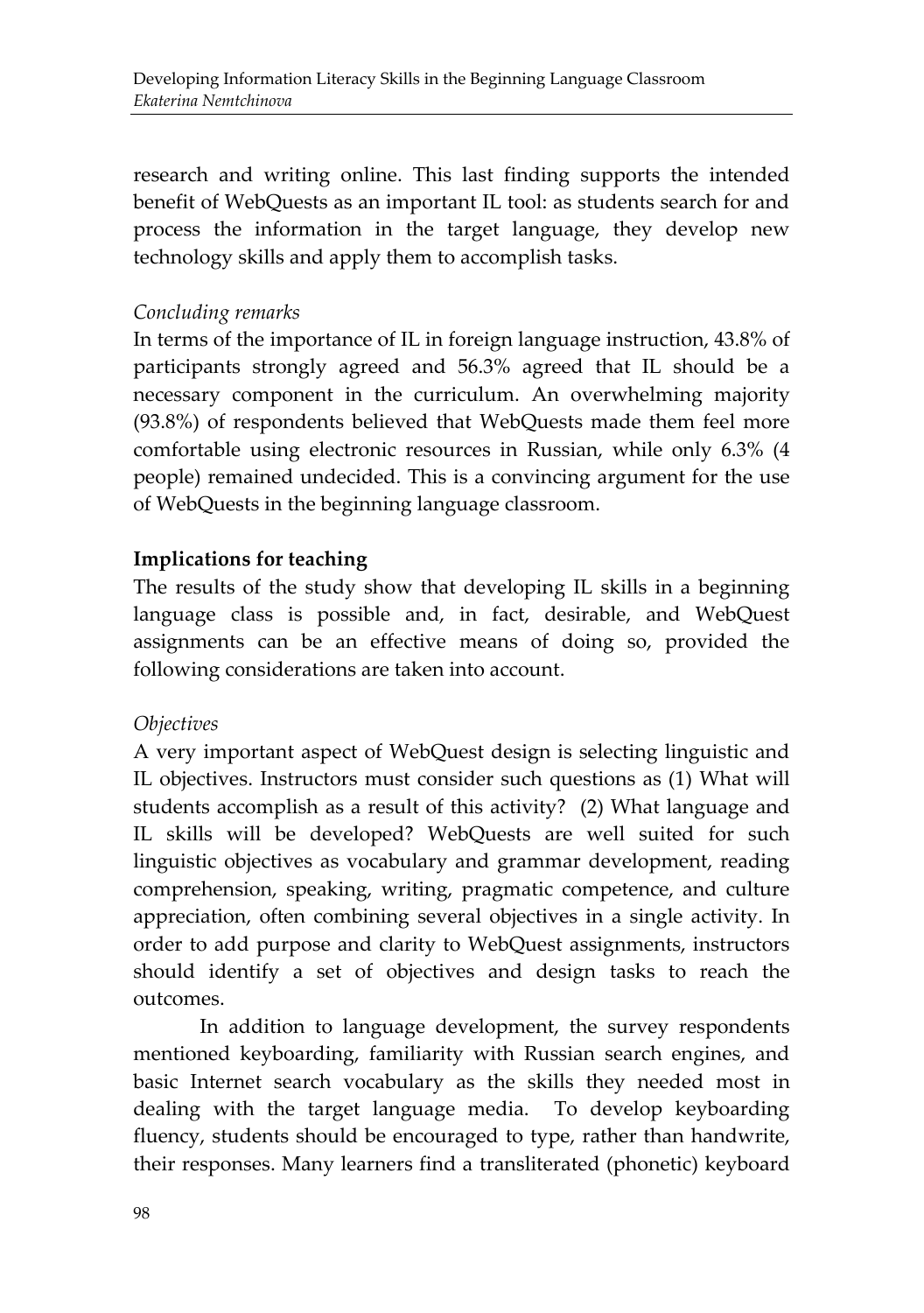research and writing online. This last finding supports the intended benefit of WebQuests as an important IL tool: as students search for and process the information in the target language, they develop new technology skills and apply them to accomplish tasks.

*Concluding remarks*

In terms of the importance of IL in foreign language instruction, 43.8% of participants strongly agreed and 56.3% agreed that IL should be a necessary component in the curriculum. An overwhelming majority (93.8%) of respondents believed that WebQuests made them feel more comfortable using electronic resources in Russian, while only 6.3% (4 people) remained undecided. This is a convincing argument for the use of WebQuests in the beginning language classroom.

**Implications for teaching**

The results of the study show that developing IL skills in a beginning language class is possible and, in fact, desirable, and WebQuest assignments can be an effective means of doing so, provided the following considerations are taken into account.

*Objectives*

A very important aspect of WebQuest design is selecting linguistic and IL objectives. Instructors must consider such questions as (1) What will students accomplish as a result of this activity? (2) What language and IL skills will be developed? WebQuests are well suited for such linguistic objectives as vocabulary and grammar development, reading comprehension, speaking, writing, pragmatic competence, and culture appreciation, often combining several objectives in a single activity. In order to add purpose and clarity to WebQuest assignments, instructors should identify a set of objectives and design tasks to reach the outcomes.

In addition to language development, the survey respondents mentioned keyboarding, familiarity with Russian search engines, and basic Internet search vocabulary as the skills they needed most in dealing with the target language media. To develop keyboarding fluency, students should be encouraged to type, rather than handwrite, their responses. Many learners find a transliterated (phonetic) keyboard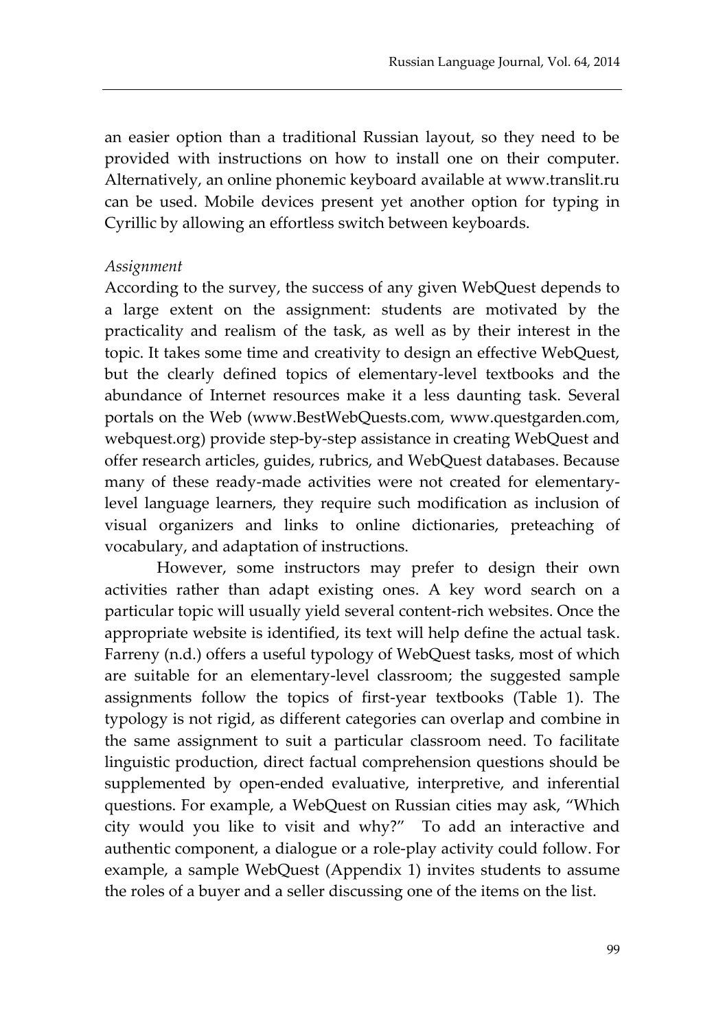an easier option than a traditional Russian layout, so they need to be provided with instructions on how to install one on their computer. Alternatively, an online phonemic keyboard available at www.translit.ru can be used. Mobile devices present yet another option for typing in Cyrillic by allowing an effortless switch between keyboards.

*Assignment*

According to the survey, the success of any given WebQuest depends to a large extent on the assignment: students are motivated by the practicality and realism of the task, as well as by their interest in the topic. It takes some time and creativity to design an effective WebQuest, but the clearly defined topics of elementary-level textbooks and the abundance of Internet resources make it a less daunting task. Several portals on the Web (www.BestWebQuests.com, www.questgarden.com, webquest.org) provide step-by-step assistance in creating WebQuest and offer research articles, guides, rubrics, and WebQuest databases. Because many of these ready-made activities were not created for elementary-level language learners, they require such modification as inclusion of visual organizers and links to online dictionaries, preteaching of vocabulary, and adaptation of instructions.

However, some instructors may prefer to design their own activities rather than adapt existing ones. A key word search on a particular topic will usually yield several content-rich websites. Once the appropriate website is identified, its text will help define the actual task. Farreny (n.d.) offers a useful typology of WebQuest tasks, most of which are suitable for an elementary-level classroom; the suggested sample assignments follow the topics of first-year textbooks (Table 1). The typology is not rigid, as different categories can overlap and combine in the same assignment to suit a particular classroom need. To facilitate linguistic production, direct factual comprehension questions should be supplemented by open-ended evaluative, interpretive, and inferential questions. For example, a WebQuest on Russian cities may ask, "Which city would you like to visit and why?" To add an interactive and authentic component, a dialogue or a role-play activity could follow. For example, a sample WebQuest (Appendix 1) invites students to assume the roles of a buyer and a seller discussing one of the items on the list.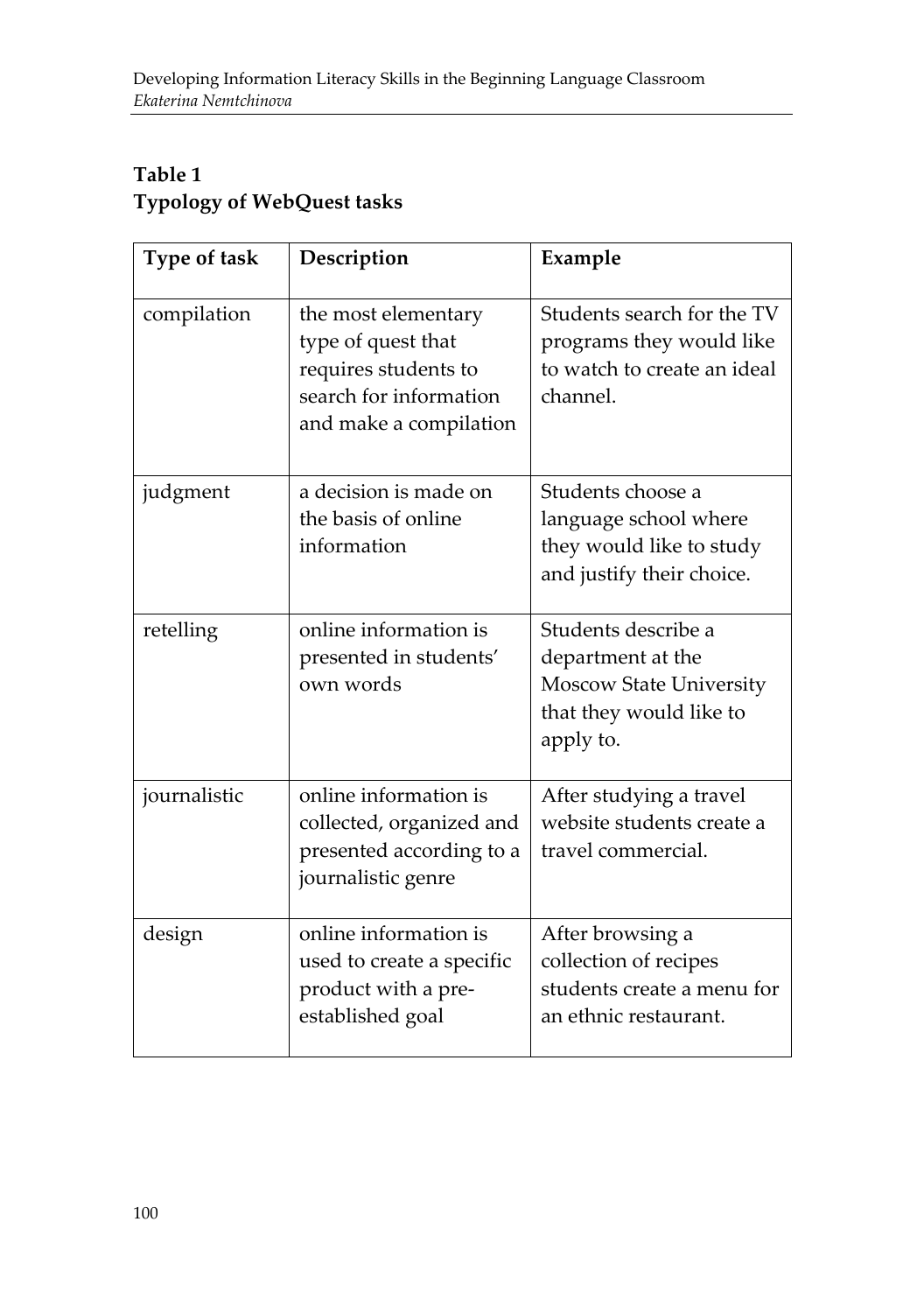**Table 1**
**Typology of WebQuest tasks**

| Type of task | Description | Example |
|---|---|---|
| compilation | the most elementary type of quest that requires students to search for information and make a compilation | Students search for the TV programs they would like to watch to create an ideal channel. |
| judgment | a decision is made on the basis of online information | Students choose a language school where they would like to study and justify their choice. |
| retelling | online information is presented in students' own words | Students describe a department at the Moscow State University that they would like to apply to. |
| journalistic | online information is collected, organized and presented according to a journalistic genre | After studying a travel website students create a travel commercial. |
| design | online information is used to create a specific product with a pre-established goal | After browsing a collection of recipes students create a menu for an ethnic restaurant. |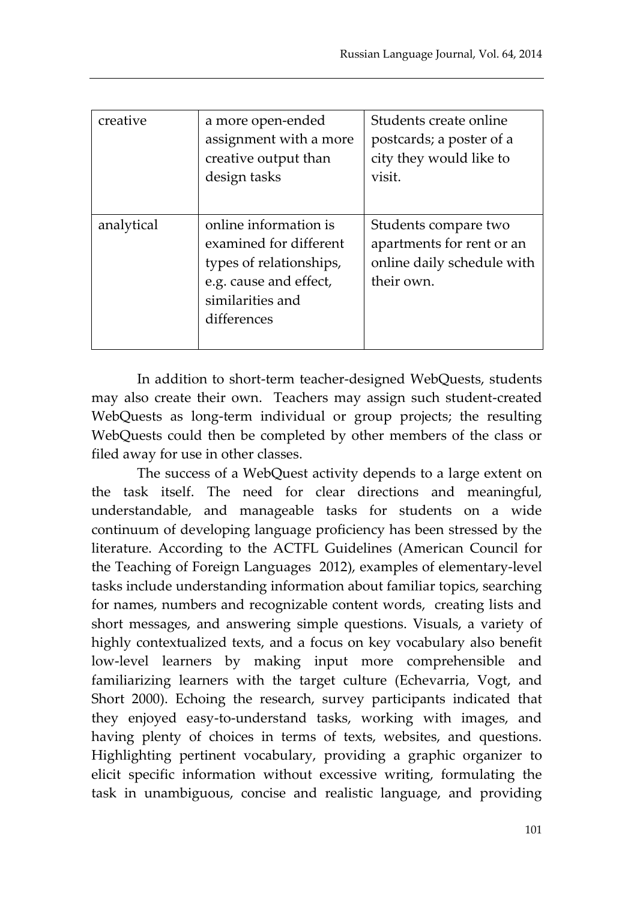| | | |
|---|---|---|
| creative | a more open-ended assignment with a more creative output than design tasks | Students create online postcards; a poster of a city they would like to visit. |
| analytical | online information is examined for different types of relationships, e.g. cause and effect, similarities and differences | Students compare two apartments for rent or an online daily schedule with their own. |

In addition to short-term teacher-designed WebQuests, students may also create their own. Teachers may assign such student-created WebQuests as long-term individual or group projects; the resulting WebQuests could then be completed by other members of the class or filed away for use in other classes.

The success of a WebQuest activity depends to a large extent on the task itself. The need for clear directions and meaningful, understandable, and manageable tasks for students on a wide continuum of developing language proficiency has been stressed by the literature. According to the ACTFL Guidelines (American Council for the Teaching of Foreign Languages 2012), examples of elementary-level tasks include understanding information about familiar topics, searching for names, numbers and recognizable content words, creating lists and short messages, and answering simple questions. Visuals, a variety of highly contextualized texts, and a focus on key vocabulary also benefit low-level learners by making input more comprehensible and familiarizing learners with the target culture (Echevarria, Vogt, and Short 2000). Echoing the research, survey participants indicated that they enjoyed easy-to-understand tasks, working with images, and having plenty of choices in terms of texts, websites, and questions. Highlighting pertinent vocabulary, providing a graphic organizer to elicit specific information without excessive writing, formulating the task in unambiguous, concise and realistic language, and providing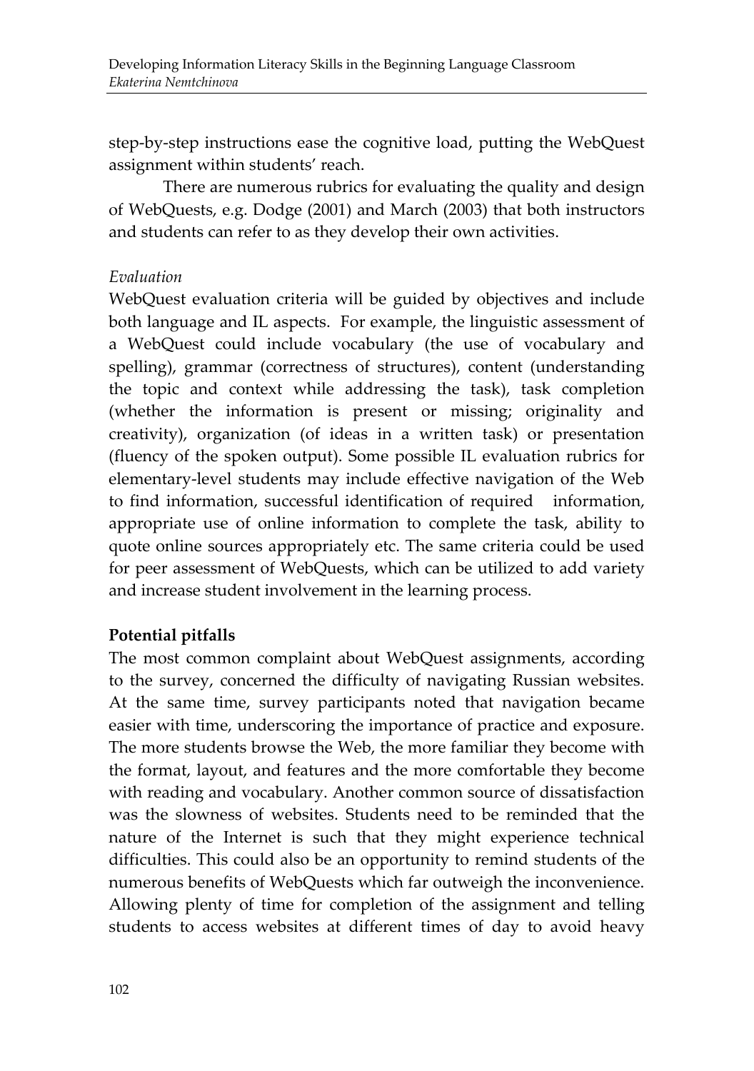step-by-step instructions ease the cognitive load, putting the WebQuest assignment within students' reach.

There are numerous rubrics for evaluating the quality and design of WebQuests, e.g. Dodge (2001) and March (2003) that both instructors and students can refer to as they develop their own activities.

*Evaluation*

WebQuest evaluation criteria will be guided by objectives and include both language and IL aspects. For example, the linguistic assessment of a WebQuest could include vocabulary (the use of vocabulary and spelling), grammar (correctness of structures), content (understanding the topic and context while addressing the task), task completion (whether the information is present or missing; originality and creativity), organization (of ideas in a written task) or presentation (fluency of the spoken output). Some possible IL evaluation rubrics for elementary-level students may include effective navigation of the Web to find information, successful identification of required information, appropriate use of online information to complete the task, ability to quote online sources appropriately etc. The same criteria could be used for peer assessment of WebQuests, which can be utilized to add variety and increase student involvement in the learning process.

**Potential pitfalls**

The most common complaint about WebQuest assignments, according to the survey, concerned the difficulty of navigating Russian websites. At the same time, survey participants noted that navigation became easier with time, underscoring the importance of practice and exposure. The more students browse the Web, the more familiar they become with the format, layout, and features and the more comfortable they become with reading and vocabulary. Another common source of dissatisfaction was the slowness of websites. Students need to be reminded that the nature of the Internet is such that they might experience technical difficulties. This could also be an opportunity to remind students of the numerous benefits of WebQuests which far outweigh the inconvenience. Allowing plenty of time for completion of the assignment and telling students to access websites at different times of day to avoid heavy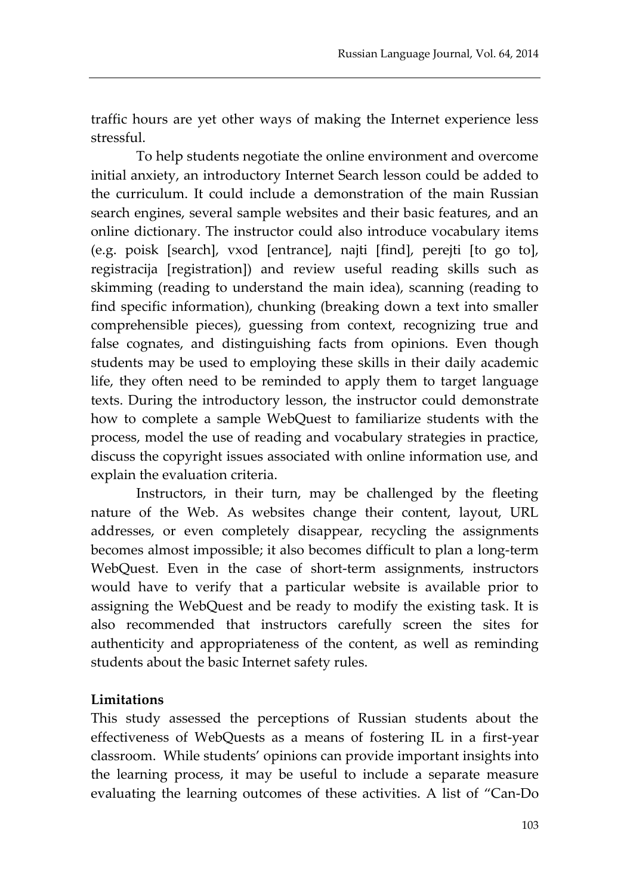traffic hours are yet other ways of making the Internet experience less stressful.

To help students negotiate the online environment and overcome initial anxiety, an introductory Internet Search lesson could be added to the curriculum. It could include a demonstration of the main Russian search engines, several sample websites and their basic features, and an online dictionary. The instructor could also introduce vocabulary items (e.g. poisk [search], vxod [entrance], najti [find], perejti [to go to], registracija [registration]) and review useful reading skills such as skimming (reading to understand the main idea), scanning (reading to find specific information), chunking (breaking down a text into smaller comprehensible pieces), guessing from context, recognizing true and false cognates, and distinguishing facts from opinions. Even though students may be used to employing these skills in their daily academic life, they often need to be reminded to apply them to target language texts. During the introductory lesson, the instructor could demonstrate how to complete a sample WebQuest to familiarize students with the process, model the use of reading and vocabulary strategies in practice, discuss the copyright issues associated with online information use, and explain the evaluation criteria.

Instructors, in their turn, may be challenged by the fleeting nature of the Web. As websites change their content, layout, URL addresses, or even completely disappear, recycling the assignments becomes almost impossible; it also becomes difficult to plan a long-term WebQuest. Even in the case of short-term assignments, instructors would have to verify that a particular website is available prior to assigning the WebQuest and be ready to modify the existing task. It is also recommended that instructors carefully screen the sites for authenticity and appropriateness of the content, as well as reminding students about the basic Internet safety rules.

**Limitations**

This study assessed the perceptions of Russian students about the effectiveness of WebQuests as a means of fostering IL in a first-year classroom. While students' opinions can provide important insights into the learning process, it may be useful to include a separate measure evaluating the learning outcomes of these activities. A list of "Can-Do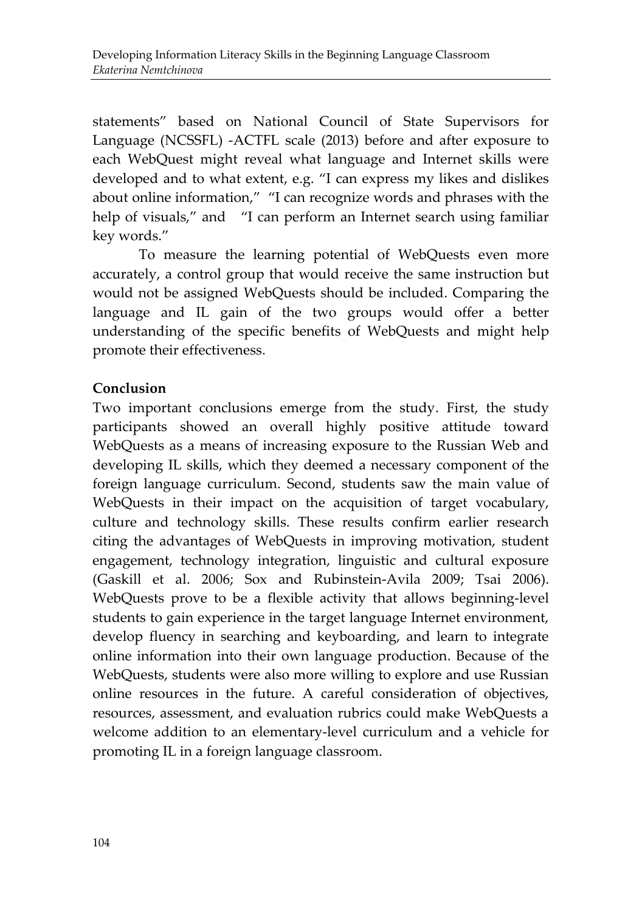statements" based on National Council of State Supervisors for Language (NCSSFL) -ACTFL scale (2013) before and after exposure to each WebQuest might reveal what language and Internet skills were developed and to what extent, e.g. "I can express my likes and dislikes about online information," "I can recognize words and phrases with the help of visuals," and "I can perform an Internet search using familiar key words."

To measure the learning potential of WebQuests even more accurately, a control group that would receive the same instruction but would not be assigned WebQuests should be included. Comparing the language and IL gain of the two groups would offer a better understanding of the specific benefits of WebQuests and might help promote their effectiveness.

## Conclusion

Two important conclusions emerge from the study. First, the study participants showed an overall highly positive attitude toward WebQuests as a means of increasing exposure to the Russian Web and developing IL skills, which they deemed a necessary component of the foreign language curriculum. Second, students saw the main value of WebQuests in their impact on the acquisition of target vocabulary, culture and technology skills. These results confirm earlier research citing the advantages of WebQuests in improving motivation, student engagement, technology integration, linguistic and cultural exposure (Gaskill et al. 2006; Sox and Rubinstein-Avila 2009; Tsai 2006). WebQuests prove to be a flexible activity that allows beginning-level students to gain experience in the target language Internet environment, develop fluency in searching and keyboarding, and learn to integrate online information into their own language production. Because of the WebQuests, students were also more willing to explore and use Russian online resources in the future. A careful consideration of objectives, resources, assessment, and evaluation rubrics could make WebQuests a welcome addition to an elementary-level curriculum and a vehicle for promoting IL in a foreign language classroom.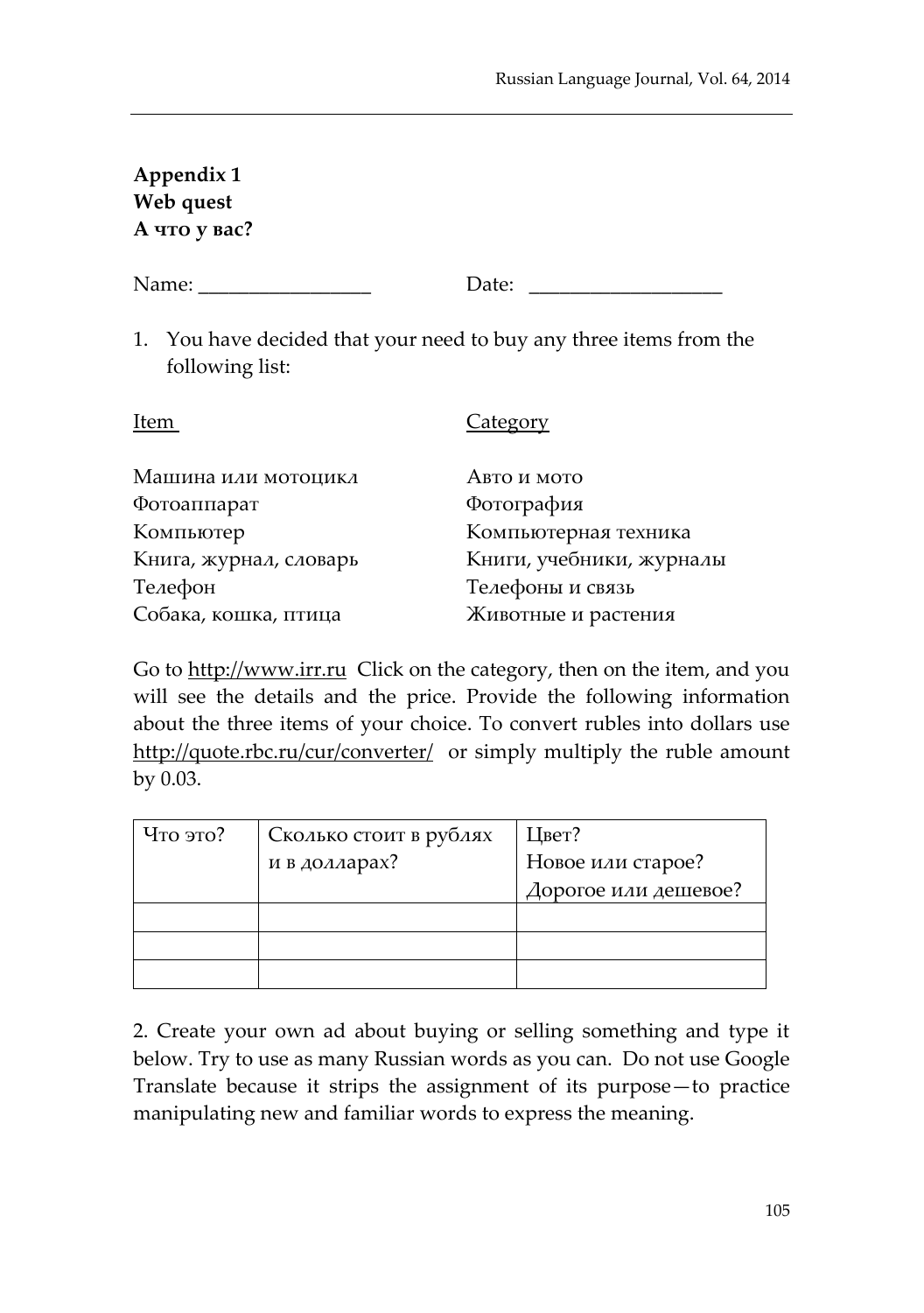**Appendix 1**
**Web quest**
**А что у вас?**

Name: _________________ Date: ___________________

1. You have decided that your need to buy any three items from the following list:

| Item | Category |
|---|---|
| Машина или мотоцикл | Авто и мото |
| Фотоаппарат | Фотография |
| Компьютер | Компьютерная техника |
| Книга, журнал, словарь | Книги, учебники, журналы |
| Телефон | Телефоны и связь |
| Собака, кошка, птица | Животные и растения |

Go to http://www.irr.ru Click on the category, then on the item, and you will see the details and the price. Provide the following information about the three items of your choice. To convert rubles into dollars use http://quote.rbc.ru/cur/converter/ or simply multiply the ruble amount by 0.03.

| Что это? | Сколько стоит в рублях и в долларах? | Цвет? Новое или старое? Дорогое или дешевое? |
|---|---|---|
| | | |
| | | |
| | | |

2. Create your own ad about buying or selling something and type it below. Try to use as many Russian words as you can. Do not use Google Translate because it strips the assignment of its purpose—to practice manipulating new and familiar words to express the meaning.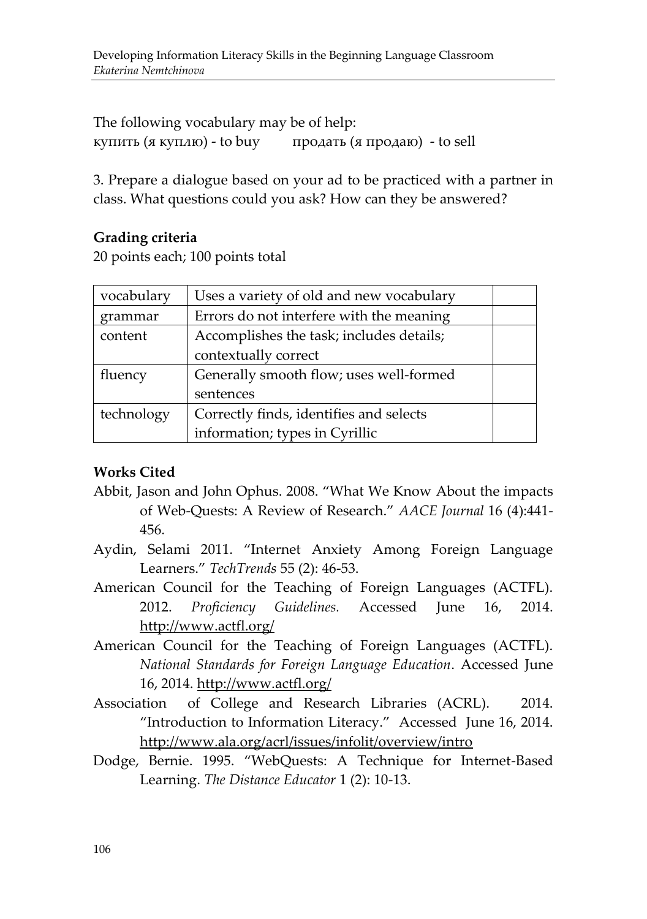The following vocabulary may be of help:
купить (я куплю) - to buy        продать (я продаю) - to sell

3. Prepare a dialogue based on your ad to be practiced with a partner in class. What questions could you ask? How can they be answered?

**Grading criteria**

20 points each; 100 points total

| | | |
|---|---|---|
| vocabulary | Uses a variety of old and new vocabulary | |
| grammar | Errors do not interfere with the meaning | |
| content | Accomplishes the task; includes details; contextually correct | |
| fluency | Generally smooth flow; uses well-formed sentences | |
| technology | Correctly finds, identifies and selects information; types in Cyrillic | |

**Works Cited**

Abbit, Jason and John Ophus. 2008. "What We Know About the impacts of Web-Quests: A Review of Research." *AACE Journal* 16 (4):441-456.

Aydin, Selami 2011. "Internet Anxiety Among Foreign Language Learners." *TechTrends* 55 (2): 46-53.

American Council for the Teaching of Foreign Languages (ACTFL). 2012. *Proficiency Guidelines.* Accessed June 16, 2014. http://www.actfl.org/

American Council for the Teaching of Foreign Languages (ACTFL). *National Standards for Foreign Language Education*. Accessed June 16, 2014. http://www.actfl.org/

Association of College and Research Libraries (ACRL). 2014. "Introduction to Information Literacy." Accessed June 16, 2014. http://www.ala.org/acrl/issues/infolit/overview/intro

Dodge, Bernie. 1995. "WebQuests: A Technique for Internet-Based Learning. *The Distance Educator* 1 (2): 10-13.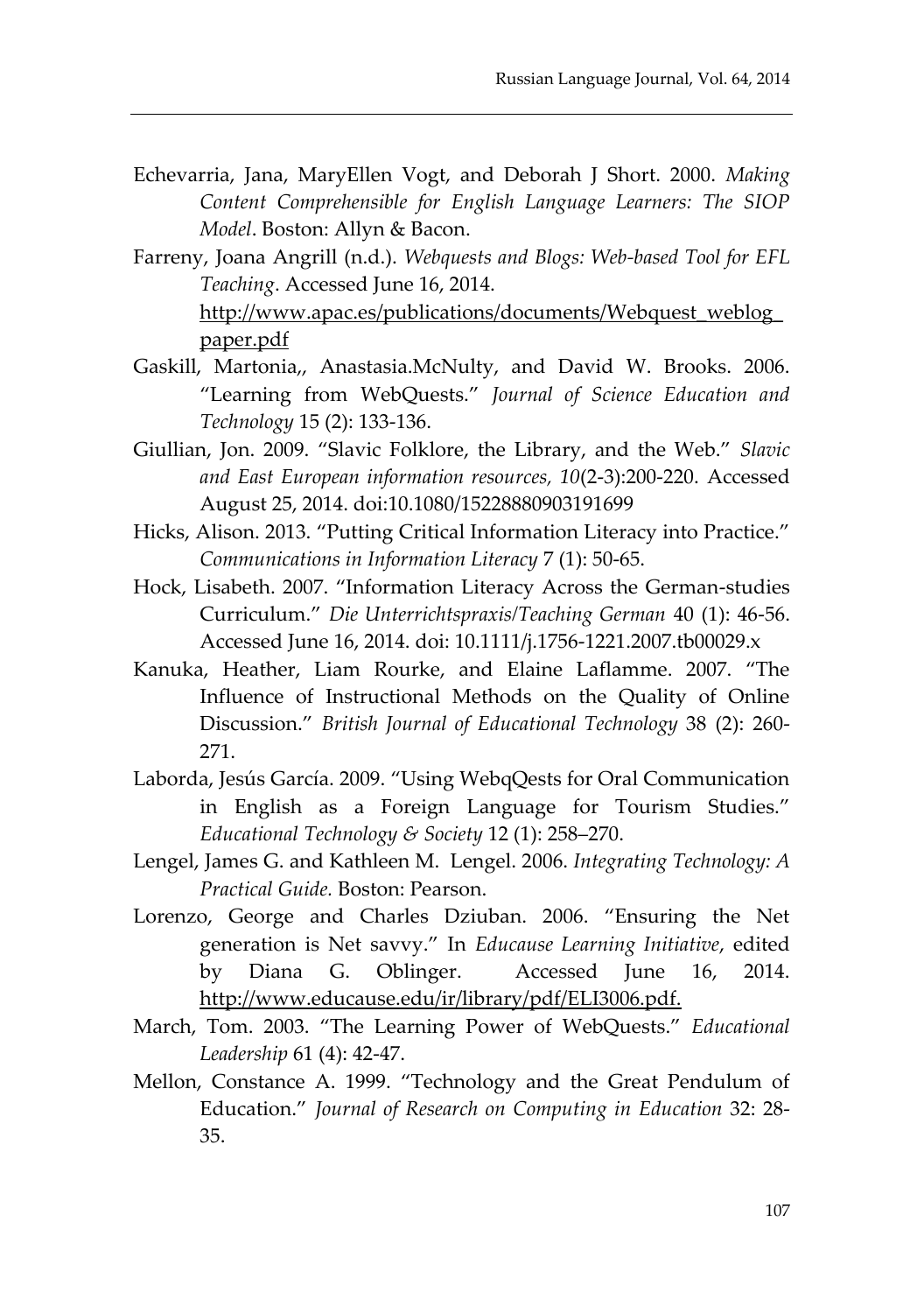Echevarria, Jana, MaryEllen Vogt, and Deborah J Short. 2000. *Making Content Comprehensible for English Language Learners: The SIOP Model*. Boston: Allyn & Bacon.

Farreny, Joana Angrill (n.d.). *Webquests and Blogs: Web-based Tool for EFL Teaching*. Accessed June 16, 2014. http://www.apac.es/publications/documents/Webquest_weblog_paper.pdf

Gaskill, Martonia,, Anastasia.McNulty, and David W. Brooks. 2006. "Learning from WebQuests." *Journal of Science Education and Technology* 15 (2): 133-136.

Giullian, Jon. 2009. "Slavic Folklore, the Library, and the Web." *Slavic and East European information resources, 10*(2-3):200-220. Accessed August 25, 2014. doi:10.1080/15228880903191699

Hicks, Alison. 2013. "Putting Critical Information Literacy into Practice." *Communications in Information Literacy* 7 (1): 50-65.

Hock, Lisabeth. 2007. "Information Literacy Across the German-studies Curriculum." *Die Unterrichtspraxis/Teaching German* 40 (1): 46-56. Accessed June 16, 2014. doi: 10.1111/j.1756-1221.2007.tb00029.x

Kanuka, Heather, Liam Rourke, and Elaine Laflamme. 2007. "The Influence of Instructional Methods on the Quality of Online Discussion." *British Journal of Educational Technology* 38 (2): 260-271.

Laborda, Jesús García. 2009. "Using WebqQests for Oral Communication in English as a Foreign Language for Tourism Studies." *Educational Technology & Society* 12 (1): 258–270.

Lengel, James G. and Kathleen M. Lengel. 2006. *Integrating Technology: A Practical Guide.* Boston: Pearson.

Lorenzo, George and Charles Dziuban. 2006. "Ensuring the Net generation is Net savvy." In *Educause Learning Initiative*, edited by Diana G. Oblinger. Accessed June 16, 2014. http://www.educause.edu/ir/library/pdf/ELI3006.pdf.

March, Tom. 2003. "The Learning Power of WebQuests." *Educational Leadership* 61 (4): 42-47.

Mellon, Constance A. 1999. "Technology and the Great Pendulum of Education." *Journal of Research on Computing in Education* 32: 28-35.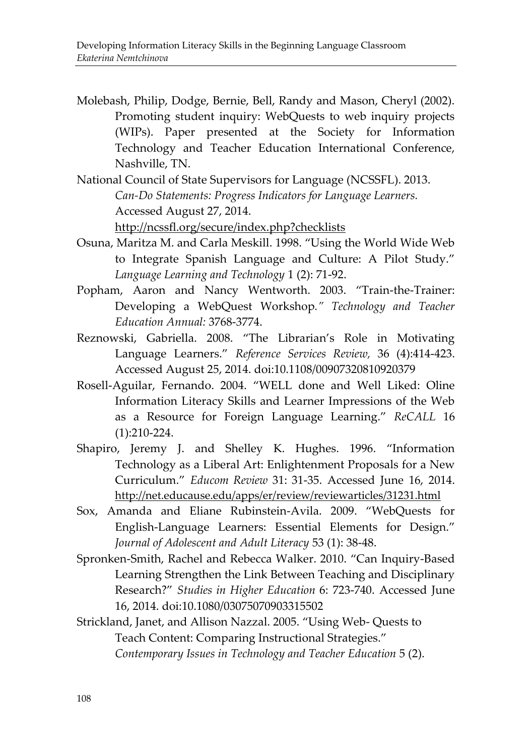Molebash, Philip, Dodge, Bernie, Bell, Randy and Mason, Cheryl (2002). Promoting student inquiry: WebQuests to web inquiry projects (WIPs). Paper presented at the Society for Information Technology and Teacher Education International Conference, Nashville, TN.

National Council of State Supervisors for Language (NCSSFL). 2013. *Can-Do Statements: Progress Indicators for Language Learners.* Accessed August 27, 2014. http://ncssfl.org/secure/index.php?checklists

Osuna, Maritza M. and Carla Meskill. 1998. "Using the World Wide Web to Integrate Spanish Language and Culture: A Pilot Study." *Language Learning and Technology* 1 (2): 71-92.

Popham, Aaron and Nancy Wentworth. 2003. "Train-the-Trainer: Developing a WebQuest Workshop.*" Technology and Teacher Education Annual:* 3768-3774.

Reznowski, Gabriella. 2008. "The Librarian's Role in Motivating Language Learners." *Reference Services Review,* 36 (4):414-423. Accessed August 25, 2014. doi:10.1108/00907320810920379

Rosell-Aguilar, Fernando. 2004. "WELL done and Well Liked: Oline Information Literacy Skills and Learner Impressions of the Web as a Resource for Foreign Language Learning." *ReCALL* 16 (1):210-224.

Shapiro, Jeremy J. and Shelley K. Hughes. 1996. "Information Technology as a Liberal Art: Enlightenment Proposals for a New Curriculum." *Educom Review* 31: 31-35. Accessed June 16, 2014. http://net.educause.edu/apps/er/review/reviewarticles/31231.html

Sox, Amanda and Eliane Rubinstein-Avila. 2009. "WebQuests for English-Language Learners: Essential Elements for Design." *Journal of Adolescent and Adult Literacy* 53 (1): 38-48.

Spronken-Smith, Rachel and Rebecca Walker. 2010. "Can Inquiry-Based Learning Strengthen the Link Between Teaching and Disciplinary Research?" *Studies in Higher Education* 6: 723-740. Accessed June 16, 2014. doi:10.1080/03075070903315502

Strickland, Janet, and Allison Nazzal. 2005. "Using Web- Quests to Teach Content: Comparing Instructional Strategies." *Contemporary Issues in Technology and Teacher Education* 5 (2).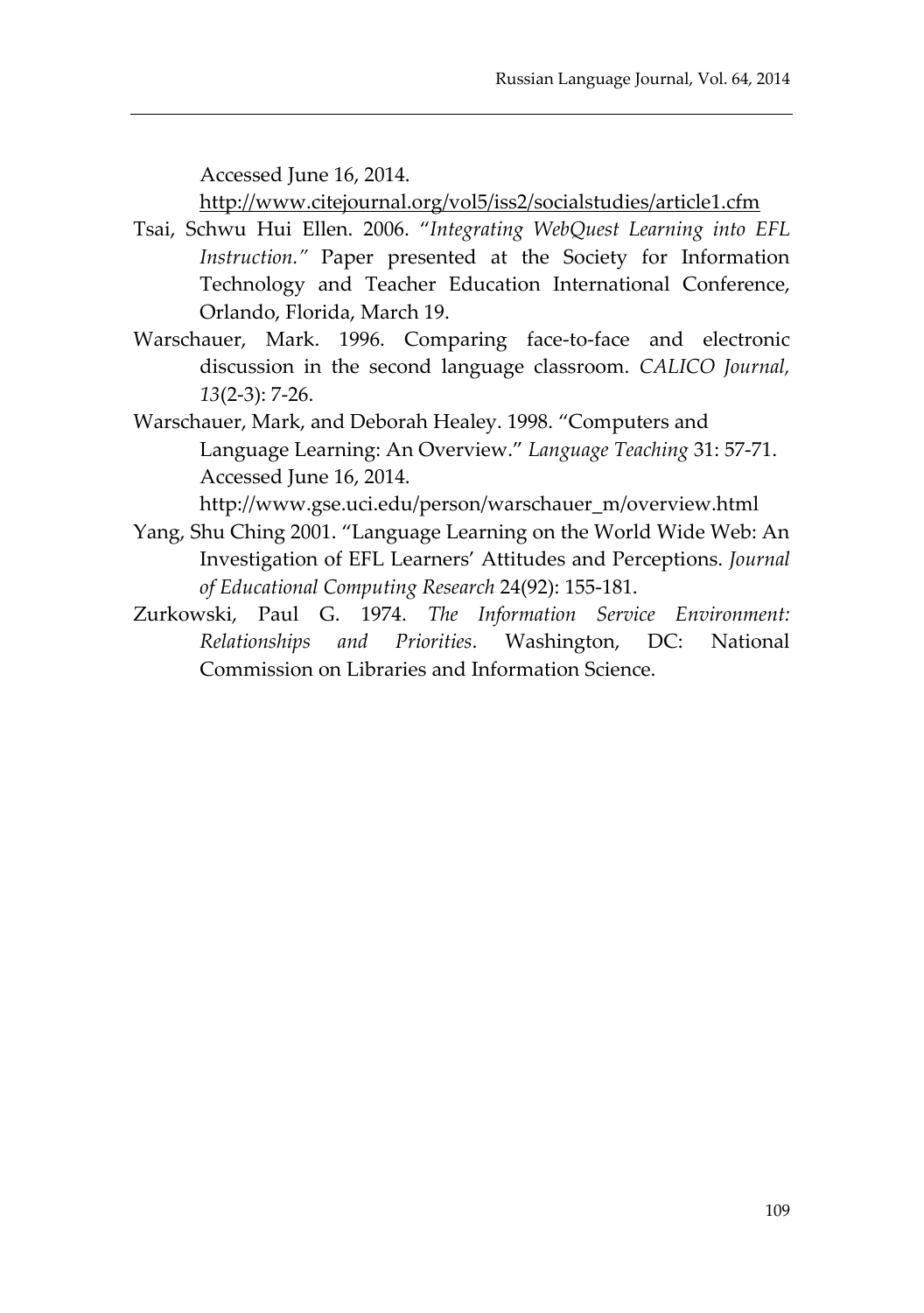Accessed June 16, 2014. http://www.citejournal.org/vol5/iss2/socialstudies/article1.cfm

Tsai, Schwu Hui Ellen. 2006. "*Integrating WebQuest Learning into EFL Instruction."* Paper presented at the Society for Information Technology and Teacher Education International Conference, Orlando, Florida, March 19.

Warschauer, Mark. 1996. Comparing face-to-face and electronic discussion in the second language classroom. *CALICO Journal, 13*(2-3): 7-26.

Warschauer, Mark, and Deborah Healey. 1998. "Computers and Language Learning: An Overview." *Language Teaching* 31: 57-71. Accessed June 16, 2014. http://www.gse.uci.edu/person/warschauer_m/overview.html

Yang, Shu Ching 2001. "Language Learning on the World Wide Web: An Investigation of EFL Learners' Attitudes and Perceptions. *Journal of Educational Computing Research* 24(92): 155-181.

Zurkowski, Paul G. 1974. *The Information Service Environment: Relationships and Priorities*. Washington, DC: National Commission on Libraries and Information Science.